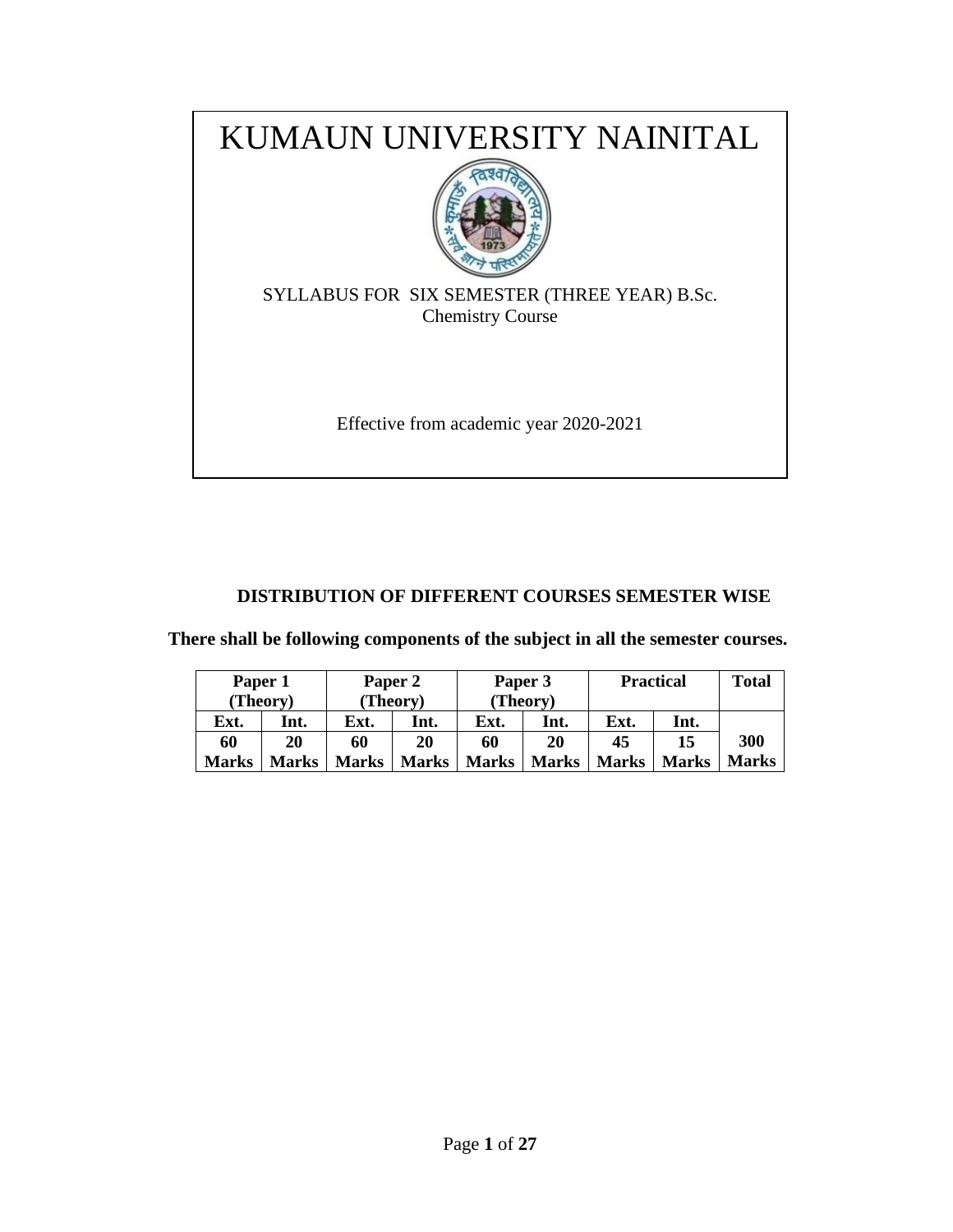# KUMAUN UNIVERSITY NAINITAL

SYLLABUS FOR SIX SEMESTER (THREE YEAR) B.Sc.
Chemistry Course

Effective from academic year 2020-2021

## DISTRIBUTION OF DIFFERENT COURSES SEMESTER WISE

**There shall be following components of the subject in all the semester courses.**

| Paper 1 (Theory) | | Paper 2 (Theory) | | Paper 3 (Theory) | | Practical | | Total |
|---|---|---|---|---|---|---|---|---|
| **Ext.** | **Int.** | **Ext.** | **Int.** | **Ext.** | **Int.** | **Ext.** | **Int.** | |
| **60 Marks** | **20 Marks** | **60 Marks** | **20 Marks** | **60 Marks** | **20 Marks** | **45 Marks** | **15 Marks** | **300 Marks** |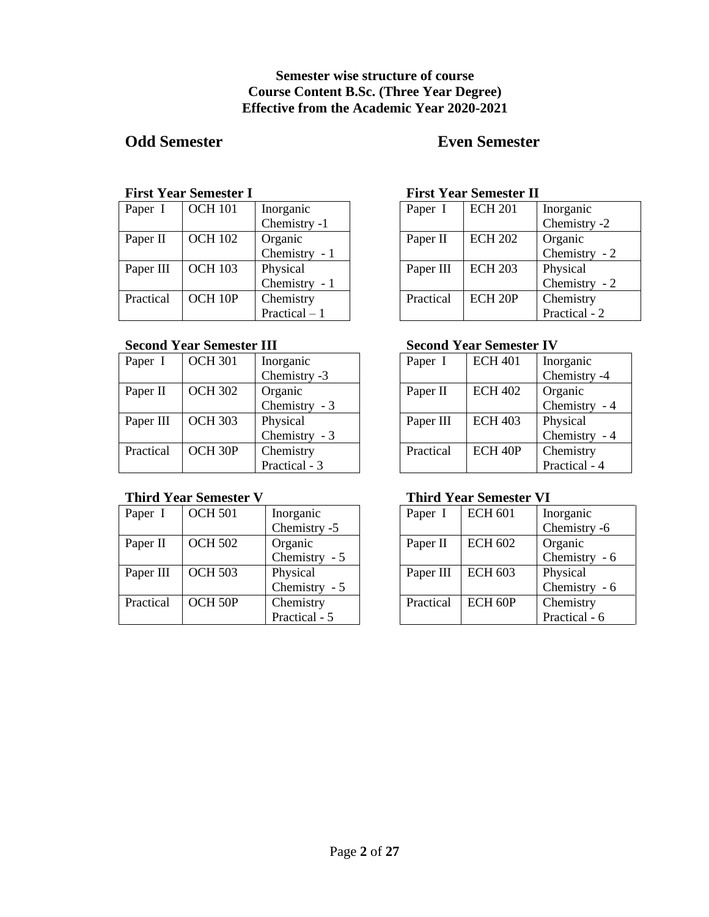**Semester wise structure of course**
**Course Content B.Sc. (Three Year Degree)**
**Effective from the Academic Year 2020-2021**

## Odd Semester

### First Year Semester I

| Paper I | OCH 101 | Inorganic Chemistry -1 |
|---|---|---|
| Paper II | OCH 102 | Organic Chemistry - 1 |
| Paper III | OCH 103 | Physical Chemistry - 1 |
| Practical | OCH 10P | Chemistry Practical – 1 |

### Second Year Semester III

| Paper I | OCH 301 | Inorganic Chemistry -3 |
|---|---|---|
| Paper II | OCH 302 | Organic Chemistry - 3 |
| Paper III | OCH 303 | Physical Chemistry - 3 |
| Practical | OCH 30P | Chemistry Practical - 3 |

### Third Year Semester V

| Paper I | OCH 501 | Inorganic Chemistry -5 |
|---|---|---|
| Paper II | OCH 502 | Organic Chemistry - 5 |
| Paper III | OCH 503 | Physical Chemistry - 5 |
| Practical | OCH 50P | Chemistry Practical - 5 |

## Even Semester

### First Year Semester II

| Paper I | ECH 201 | Inorganic Chemistry -2 |
|---|---|---|
| Paper II | ECH 202 | Organic Chemistry - 2 |
| Paper III | ECH 203 | Physical Chemistry - 2 |
| Practical | ECH 20P | Chemistry Practical - 2 |

### Second Year Semester IV

| Paper I | ECH 401 | Inorganic Chemistry -4 |
|---|---|---|
| Paper II | ECH 402 | Organic Chemistry - 4 |
| Paper III | ECH 403 | Physical Chemistry - 4 |
| Practical | ECH 40P | Chemistry Practical - 4 |

### Third Year Semester VI

| Paper I | ECH 601 | Inorganic Chemistry -6 |
|---|---|---|
| Paper II | ECH 602 | Organic Chemistry - 6 |
| Paper III | ECH 603 | Physical Chemistry - 6 |
| Practical | ECH 60P | Chemistry Practical - 6 |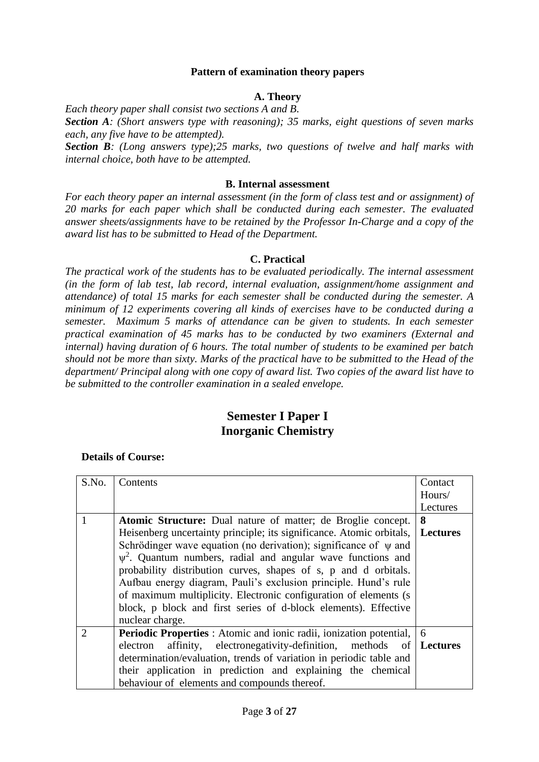**Pattern of examination theory papers**

**A. Theory**

*Each theory paper shall consist two sections A and B.*

***Section A**: (Short answers type with reasoning); 35 marks, eight questions of seven marks each, any five have to be attempted).*

***Section B**: (Long answers type);25 marks, two questions of twelve and half marks with internal choice, both have to be attempted.*

**B. Internal assessment**

*For each theory paper an internal assessment (in the form of class test and or assignment) of 20 marks for each paper which shall be conducted during each semester. The evaluated answer sheets/assignments have to be retained by the Professor In-Charge and a copy of the award list has to be submitted to Head of the Department.*

**C. Practical**

*The practical work of the students has to be evaluated periodically. The internal assessment (in the form of lab test, lab record, internal evaluation, assignment/home assignment and attendance) of total 15 marks for each semester shall be conducted during the semester. A minimum of 12 experiments covering all kinds of exercises have to be conducted during a semester. Maximum 5 marks of attendance can be given to students. In each semester practical examination of 45 marks has to be conducted by two examiners (External and internal) having duration of 6 hours. The total number of students to be examined per batch should not be more than sixty. Marks of the practical have to be submitted to the Head of the department/ Principal along with one copy of award list. Two copies of the award list have to be submitted to the controller examination in a sealed envelope.*

## Semester I Paper I
## Inorganic Chemistry

**Details of Course:**

| S.No. | Contents | Contact Hours/ Lectures |
|---|---|---|
| 1 | **Atomic Structure:** Dual nature of matter; de Broglie concept. Heisenberg uncertainty principle; its significance. Atomic orbitals, Schrödinger wave equation (no derivation); significance of $\psi$ and $\psi^2$. Quantum numbers, radial and angular wave functions and probability distribution curves, shapes of s, p and d orbitals. Aufbau energy diagram, Pauli's exclusion principle. Hund's rule of maximum multiplicity. Electronic configuration of elements (s block, p block and first series of d-block elements). Effective nuclear charge. | **8 Lectures** |
| 2 | **Periodic Properties** : Atomic and ionic radii, ionization potential, electron affinity, electronegativity-definition, methods of determination/evaluation, trends of variation in periodic table and their application in prediction and explaining the chemical behaviour of elements and compounds thereof. | 6 **Lectures** |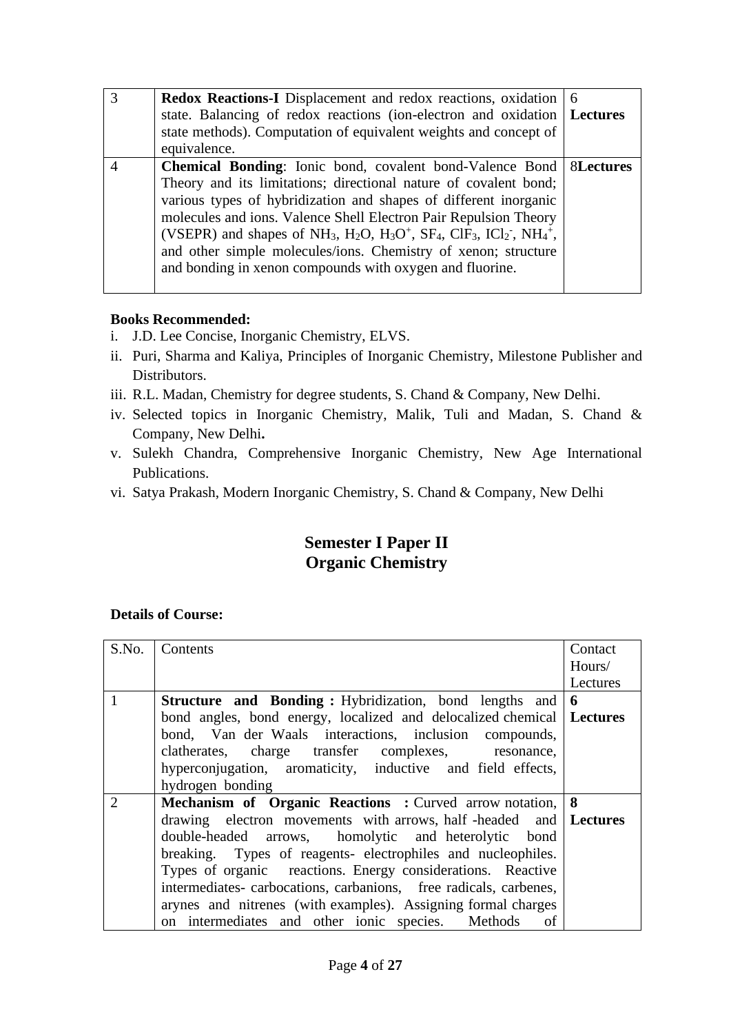| 3 | **Redox Reactions-I** Displacement and redox reactions, oxidation state. Balancing of redox reactions (ion-electron and oxidation state methods). Computation of equivalent weights and concept of equivalence. | 6 **Lectures** |
|---|---|---|
| 4 | **Chemical Bonding**: Ionic bond, covalent bond-Valence Bond Theory and its limitations; directional nature of covalent bond; various types of hybridization and shapes of different inorganic molecules and ions. Valence Shell Electron Pair Repulsion Theory (VSEPR) and shapes of $NH_3$, $H_2O$, $H_3O^+$, $SF_4$, $ClF_3$, $ICl_2^-$, $NH_4^+$, and other simple molecules/ions. Chemistry of xenon; structure and bonding in xenon compounds with oxygen and fluorine. | 8**Lectures** |

**Books Recommended:**

i. J.D. Lee Concise, Inorganic Chemistry, ELVS.
ii. Puri, Sharma and Kaliya, Principles of Inorganic Chemistry, Milestone Publisher and Distributors.
iii. R.L. Madan, Chemistry for degree students, S. Chand & Company, New Delhi.
iv. Selected topics in Inorganic Chemistry, Malik, Tuli and Madan, S. Chand & Company, New Delhi**.**
v. Sulekh Chandra, Comprehensive Inorganic Chemistry, New Age International Publications.
vi. Satya Prakash, Modern Inorganic Chemistry, S. Chand & Company, New Delhi

## Semester I Paper II
## Organic Chemistry

**Details of Course:**

| S.No. | Contents | Contact Hours/ Lectures |
|---|---|---|
| 1 | **Structure and Bonding :** Hybridization, bond lengths and bond angles, bond energy, localized and delocalized chemical bond, Van der Waals interactions, inclusion compounds, clatherates, charge transfer complexes, resonance, hyperconjugation, aromaticity, inductive and field effects, hydrogen bonding | **6 Lectures** |
| 2 | **Mechanism of Organic Reactions :** Curved arrow notation, drawing electron movements with arrows, half -headed and double-headed arrows, homolytic and heterolytic bond breaking. Types of reagents- electrophiles and nucleophiles. Types of organic reactions. Energy considerations. Reactive intermediates- carbocations, carbanions, free radicals, carbenes, arynes and nitrenes (with examples). Assigning formal charges on intermediates and other ionic species. Methods of | **8 Lectures** |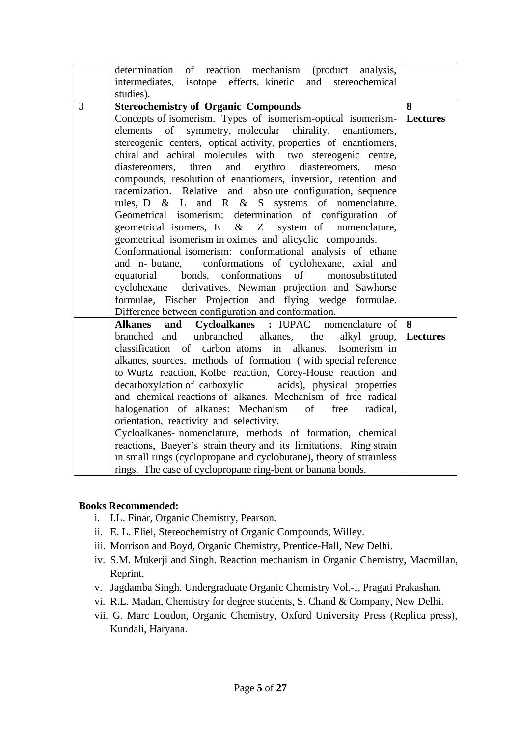| | | |
|---|---|---|
| | determination of reaction mechanism (product analysis, intermediates, isotope effects, kinetic and stereochemical studies). | |
| 3 | **Stereochemistry of Organic Compounds**<br>Concepts of isomerism. Types of isomerism-optical isomerism-elements of symmetry, molecular chirality, enantiomers, stereogenic centers, optical activity, properties of enantiomers, chiral and achiral molecules with two stereogenic centre, diastereomers, threo and erythro diastereomers, meso compounds, resolution of enantiomers, inversion, retention and racemization. Relative and absolute configuration, sequence rules, D & L and R & S systems of nomenclature. Geometrical isomerism: determination of configuration of geometrical isomers, E & Z system of nomenclature, geometrical isomerism in oximes and alicyclic compounds.<br>Conformational isomerism: conformational analysis of ethane and n- butane, conformations of cyclohexane, axial and equatorial bonds, conformations of monosubstituted cyclohexane derivatives. Newman projection and Sawhorse formulae, Fischer Projection and flying wedge formulae. Difference between configuration and conformation. | **8 Lectures** |
| | **Alkanes and Cycloalkanes :** IUPAC nomenclature of branched and unbranched alkanes, the alkyl group, classification of carbon atoms in alkanes. Isomerism in alkanes, sources, methods of formation ( with special reference to Wurtz reaction, Kolbe reaction, Corey-House reaction and decarboxylation of carboxylic acids), physical properties and chemical reactions of alkanes. Mechanism of free radical halogenation of alkanes: Mechanism of free radical, orientation, reactivity and selectivity.<br>Cycloalkanes- nomenclature, methods of formation, chemical reactions, Baeyer's strain theory and its limitations. Ring strain in small rings (cyclopropane and cyclobutane), theory of strainless rings. The case of cyclopropane ring-bent or banana bonds. | **8 Lectures** |

**Books Recommended:**

i. I.L. Finar, Organic Chemistry, Pearson.
ii. E. L. Eliel, Stereochemistry of Organic Compounds, Willey.
iii. Morrison and Boyd, Organic Chemistry, Prentice-Hall, New Delhi.
iv. S.M. Mukerji and Singh. Reaction mechanism in Organic Chemistry, Macmillan, Reprint.
v. Jagdamba Singh. Undergraduate Organic Chemistry Vol.-I, Pragati Prakashan.
vi. R.L. Madan, Chemistry for degree students, S. Chand & Company, New Delhi.
vii. G. Marc Loudon, Organic Chemistry, Oxford University Press (Replica press), Kundali, Haryana.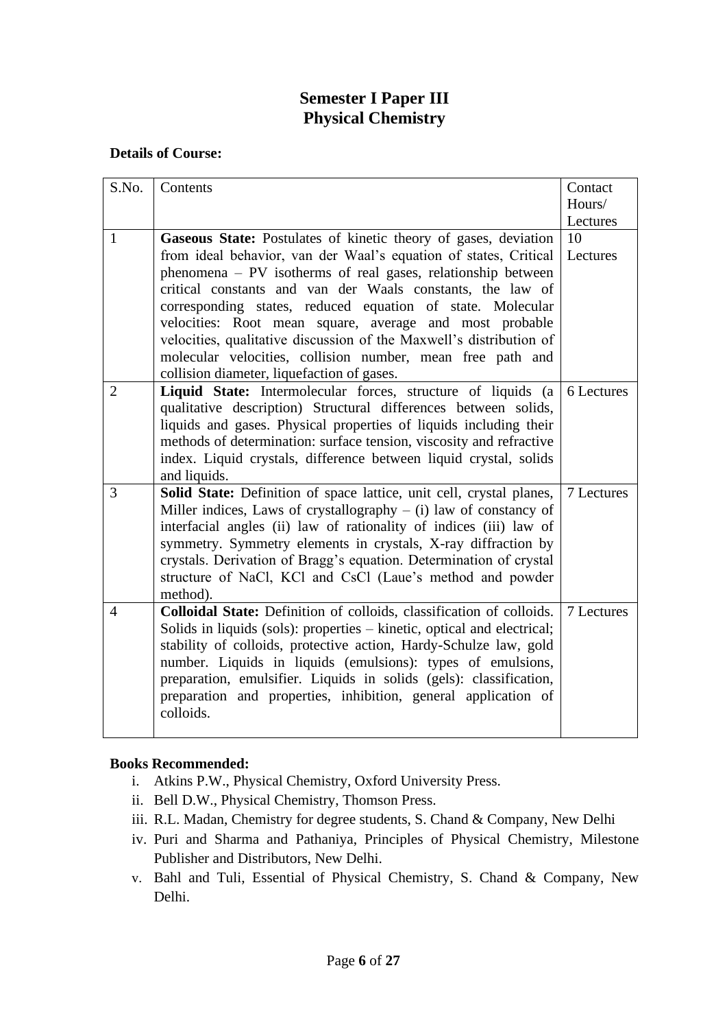# Semester I Paper III
# Physical Chemistry

**Details of Course:**

| S.No. | Contents | Contact Hours/ Lectures |
|---|---|---|
| 1 | **Gaseous State:** Postulates of kinetic theory of gases, deviation from ideal behavior, van der Waal's equation of states, Critical phenomena – PV isotherms of real gases, relationship between critical constants and van der Waals constants, the law of corresponding states, reduced equation of state. Molecular velocities: Root mean square, average and most probable velocities, qualitative discussion of the Maxwell's distribution of molecular velocities, collision number, mean free path and collision diameter, liquefaction of gases. | 10 Lectures |
| 2 | **Liquid State:** Intermolecular forces, structure of liquids (a qualitative description) Structural differences between solids, liquids and gases. Physical properties of liquids including their methods of determination: surface tension, viscosity and refractive index. Liquid crystals, difference between liquid crystal, solids and liquids. | 6 Lectures |
| 3 | **Solid State:** Definition of space lattice, unit cell, crystal planes, Miller indices, Laws of crystallography – (i) law of constancy of interfacial angles (ii) law of rationality of indices (iii) law of symmetry. Symmetry elements in crystals, X-ray diffraction by crystals. Derivation of Bragg's equation. Determination of crystal structure of NaCl, KCl and CsCl (Laue's method and powder method). | 7 Lectures |
| 4 | **Colloidal State:** Definition of colloids, classification of colloids. Solids in liquids (sols): properties – kinetic, optical and electrical; stability of colloids, protective action, Hardy-Schulze law, gold number. Liquids in liquids (emulsions): types of emulsions, preparation, emulsifier. Liquids in solids (gels): classification, preparation and properties, inhibition, general application of colloids. | 7 Lectures |

**Books Recommended:**

i. Atkins P.W., Physical Chemistry, Oxford University Press.
ii. Bell D.W., Physical Chemistry, Thomson Press.
iii. R.L. Madan, Chemistry for degree students, S. Chand & Company, New Delhi
iv. Puri and Sharma and Pathaniya, Principles of Physical Chemistry, Milestone Publisher and Distributors, New Delhi.
v. Bahl and Tuli, Essential of Physical Chemistry, S. Chand & Company, New Delhi.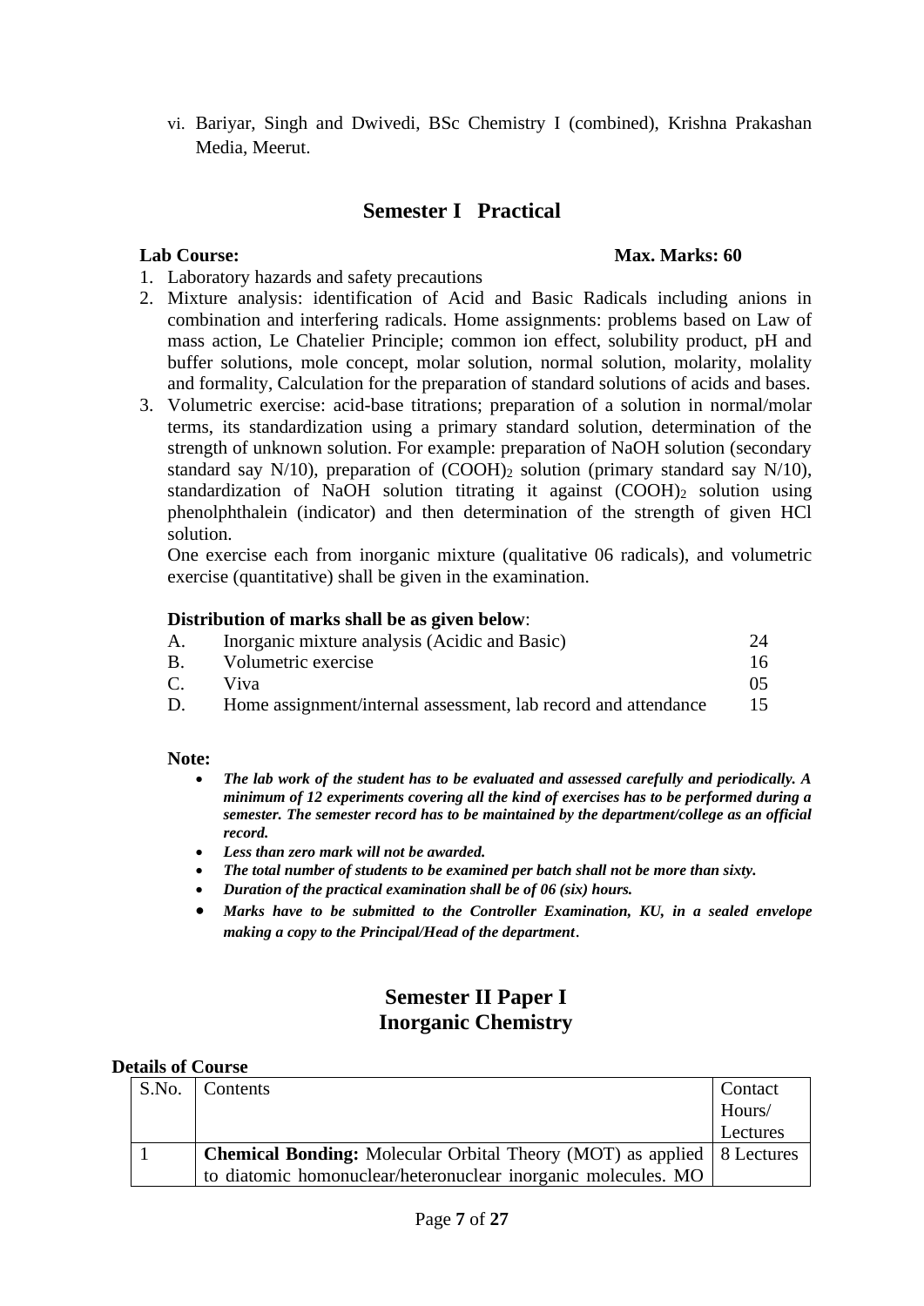vi. Bariyar, Singh and Dwivedi, BSc Chemistry I (combined), Krishna Prakashan Media, Meerut.

## Semester I Practical

**Lab Course:** **Max. Marks: 60**

1. Laboratory hazards and safety precautions
2. Mixture analysis: identification of Acid and Basic Radicals including anions in combination and interfering radicals. Home assignments: problems based on Law of mass action, Le Chatelier Principle; common ion effect, solubility product, pH and buffer solutions, mole concept, molar solution, normal solution, molarity, molality and formality, Calculation for the preparation of standard solutions of acids and bases.
3. Volumetric exercise: acid-base titrations; preparation of a solution in normal/molar terms, its standardization using a primary standard solution, determination of the strength of unknown solution. For example: preparation of NaOH solution (secondary standard say N/10), preparation of $(COOH)_2$ solution (primary standard say N/10), standardization of NaOH solution titrating it against $(COOH)_2$ solution using phenolphthalein (indicator) and then determination of the strength of given HCl solution.

   One exercise each from inorganic mixture (qualitative 06 radicals), and volumetric exercise (quantitative) shall be given in the examination.

**Distribution of marks shall be as given below**:

| | | |
|---|---|---|
| A. | Inorganic mixture analysis (Acidic and Basic) | 24 |
| B. | Volumetric exercise | 16 |
| C. | Viva | 05 |
| D. | Home assignment/internal assessment, lab record and attendance | 15 |

**Note:**

- ***The lab work of the student has to be evaluated and assessed carefully and periodically. A minimum of 12 experiments covering all the kind of exercises has to be performed during a semester. The semester record has to be maintained by the department/college as an official record.***
- ***Less than zero mark will not be awarded.***
- ***The total number of students to be examined per batch shall not be more than sixty.***
- ***Duration of the practical examination shall be of 06 (six) hours.***
- ***Marks have to be submitted to the Controller Examination, KU, in a sealed envelope making a copy to the Principal/Head of the department.***

## Semester II Paper I
## Inorganic Chemistry

**Details of Course**

| S.No. | Contents | Contact Hours/ Lectures |
|---|---|---|
| 1 | **Chemical Bonding:** Molecular Orbital Theory (MOT) as applied to diatomic homonuclear/heteronuclear inorganic molecules. MO | 8 Lectures |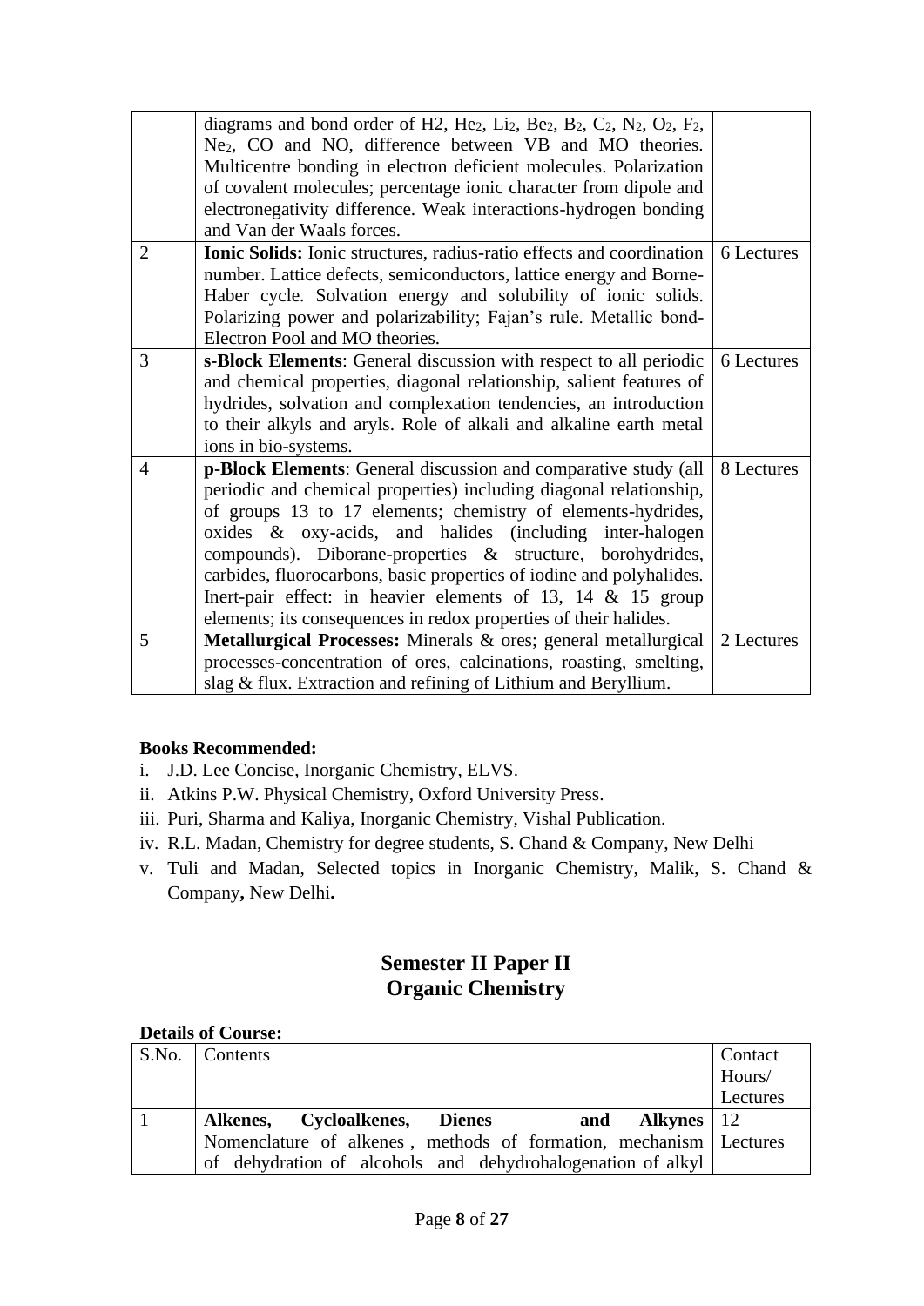|  | diagrams and bond order of H2, $He_2$, $Li_2$, $Be_2$, $B_2$, $C_2$, $N_2$, $O_2$, $F_2$, $Ne_2$, CO and NO, difference between VB and MO theories. Multicentre bonding in electron deficient molecules. Polarization of covalent molecules; percentage ionic character from dipole and electronegativity difference. Weak interactions-hydrogen bonding and Van der Waals forces. |  |
|---|---|---|
| 2 | **Ionic Solids:** Ionic structures, radius-ratio effects and coordination number. Lattice defects, semiconductors, lattice energy and Borne-Haber cycle. Solvation energy and solubility of ionic solids. Polarizing power and polarizability; Fajan's rule. Metallic bond-Electron Pool and MO theories. | 6 Lectures |
| 3 | **s-Block Elements**: General discussion with respect to all periodic and chemical properties, diagonal relationship, salient features of hydrides, solvation and complexation tendencies, an introduction to their alkyls and aryls. Role of alkali and alkaline earth metal ions in bio-systems. | 6 Lectures |
| 4 | **p-Block Elements**: General discussion and comparative study (all periodic and chemical properties) including diagonal relationship, of groups 13 to 17 elements; chemistry of elements-hydrides, oxides & oxy-acids, and halides (including inter-halogen compounds). Diborane-properties & structure, borohydrides, carbides, fluorocarbons, basic properties of iodine and polyhalides. Inert-pair effect: in heavier elements of 13, 14 & 15 group elements; its consequences in redox properties of their halides. | 8 Lectures |
| 5 | **Metallurgical Processes:** Minerals & ores; general metallurgical processes-concentration of ores, calcinations, roasting, smelting, slag & flux. Extraction and refining of Lithium and Beryllium. | 2 Lectures |

**Books Recommended:**

i. J.D. Lee Concise, Inorganic Chemistry, ELVS.
ii. Atkins P.W. Physical Chemistry, Oxford University Press.
iii. Puri, Sharma and Kaliya, Inorganic Chemistry, Vishal Publication.
iv. R.L. Madan, Chemistry for degree students, S. Chand & Company, New Delhi
v. Tuli and Madan, Selected topics in Inorganic Chemistry, Malik, S. Chand & Company, New Delhi.

## Semester II Paper II
## Organic Chemistry

**Details of Course:**

| S.No. | Contents | Contact Hours/ Lectures |
|---|---|---|
| 1 | **Alkenes, Cycloalkenes, Dienes and Alkynes** Nomenclature of alkenes, methods of formation, mechanism of dehydration of alcohols and dehydrohalogenation of alkyl | 12 Lectures |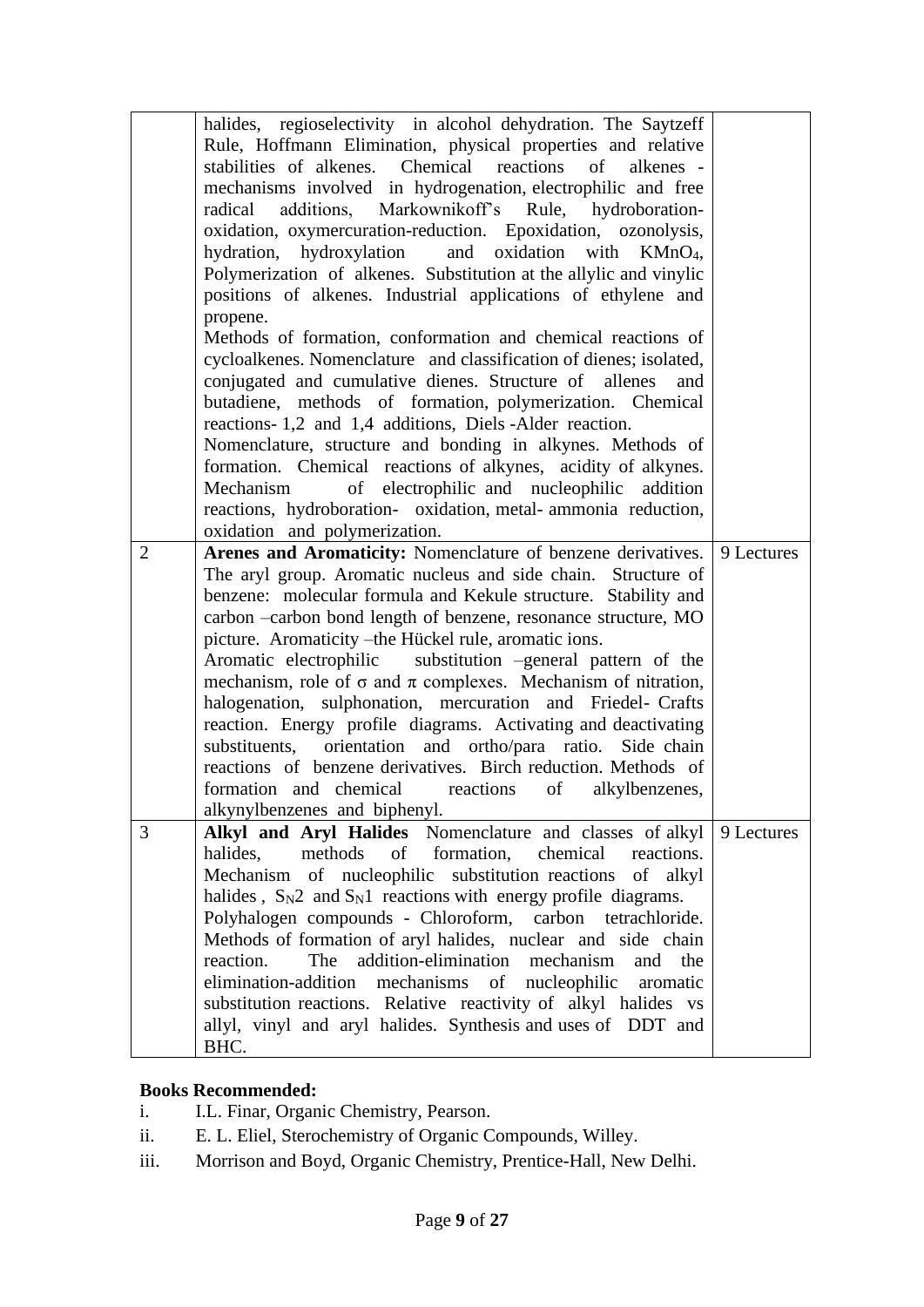| | | |
|---|---|---|
| | halides, regioselectivity in alcohol dehydration. The Saytzeff Rule, Hoffmann Elimination, physical properties and relative stabilities of alkenes. Chemical reactions of alkenes - mechanisms involved in hydrogenation, electrophilic and free radical additions, Markownikoff's Rule, hydroboration-oxidation, oxymercuration-reduction. Epoxidation, ozonolysis, hydration, hydroxylation and oxidation with $KMnO_4$, Polymerization of alkenes. Substitution at the allylic and vinylic positions of alkenes. Industrial applications of ethylene and propene.<br>Methods of formation, conformation and chemical reactions of cycloalkenes. Nomenclature and classification of dienes; isolated, conjugated and cumulative dienes. Structure of allenes and butadiene, methods of formation, polymerization. Chemical reactions- 1,2 and 1,4 additions, Diels -Alder reaction.<br>Nomenclature, structure and bonding in alkynes. Methods of formation. Chemical reactions of alkynes, acidity of alkynes. Mechanism of electrophilic and nucleophilic addition reactions, hydroboration- oxidation, metal- ammonia reduction, oxidation and polymerization. | |
| 2 | **Arenes and Aromaticity:** Nomenclature of benzene derivatives. The aryl group. Aromatic nucleus and side chain. Structure of benzene: molecular formula and Kekule structure. Stability and carbon –carbon bond length of benzene, resonance structure, MO picture. Aromaticity –the Hückel rule, aromatic ions.<br>Aromatic electrophilic substitution –general pattern of the mechanism, role of σ and π complexes. Mechanism of nitration, halogenation, sulphonation, mercuration and Friedel- Crafts reaction. Energy profile diagrams. Activating and deactivating substituents, orientation and ortho/para ratio. Side chain reactions of benzene derivatives. Birch reduction. Methods of formation and chemical reactions of alkylbenzenes, alkynylbenzenes and biphenyl. | 9 Lectures |
| 3 | **Alkyl and Aryl Halides** Nomenclature and classes of alkyl halides, methods of formation, chemical reactions. Mechanism of nucleophilic substitution reactions of alkyl halides , $S_N2$ and $S_N1$ reactions with energy profile diagrams.<br>Polyhalogen compounds - Chloroform, carbon tetrachloride. Methods of formation of aryl halides, nuclear and side chain reaction. The addition-elimination mechanism and the elimination-addition mechanisms of nucleophilic aromatic substitution reactions. Relative reactivity of alkyl halides vs allyl, vinyl and aryl halides. Synthesis and uses of DDT and BHC. | 9 Lectures |

**Books Recommended:**

i. I.L. Finar, Organic Chemistry, Pearson.

ii. E. L. Eliel, Sterochemistry of Organic Compounds, Willey.

iii. Morrison and Boyd, Organic Chemistry, Prentice-Hall, New Delhi.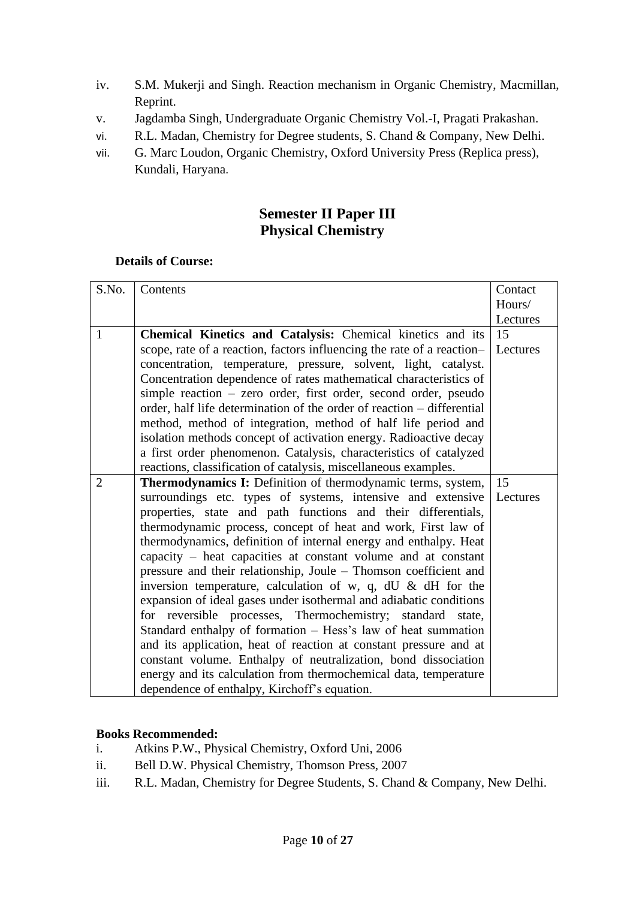iv. S.M. Mukerji and Singh. Reaction mechanism in Organic Chemistry, Macmillan, Reprint.
v. Jagdamba Singh, Undergraduate Organic Chemistry Vol.-I, Pragati Prakashan.
vi. R.L. Madan, Chemistry for Degree students, S. Chand & Company, New Delhi.
vii. G. Marc Loudon, Organic Chemistry, Oxford University Press (Replica press), Kundali, Haryana.

## Semester II Paper III
## Physical Chemistry

**Details of Course:**

| S.No. | Contents | Contact Hours/ Lectures |
|---|---|---|
| 1 | **Chemical Kinetics and Catalysis:** Chemical kinetics and its scope, rate of a reaction, factors influencing the rate of a reaction– concentration, temperature, pressure, solvent, light, catalyst. Concentration dependence of rates mathematical characteristics of simple reaction – zero order, first order, second order, pseudo order, half life determination of the order of reaction – differential method, method of integration, method of half life period and isolation methods concept of activation energy. Radioactive decay a first order phenomenon. Catalysis, characteristics of catalyzed reactions, classification of catalysis, miscellaneous examples. | 15 Lectures |
| 2 | **Thermodynamics I:** Definition of thermodynamic terms, system, surroundings etc. types of systems, intensive and extensive properties, state and path functions and their differentials, thermodynamic process, concept of heat and work, First law of thermodynamics, definition of internal energy and enthalpy. Heat capacity – heat capacities at constant volume and at constant pressure and their relationship, Joule – Thomson coefficient and inversion temperature, calculation of w, q, dU & dH for the expansion of ideal gases under isothermal and adiabatic conditions for reversible processes, Thermochemistry; standard state, Standard enthalpy of formation – Hess's law of heat summation and its application, heat of reaction at constant pressure and at constant volume. Enthalpy of neutralization, bond dissociation energy and its calculation from thermochemical data, temperature dependence of enthalpy, Kirchoff's equation. | 15 Lectures |

**Books Recommended:**

i. Atkins P.W., Physical Chemistry, Oxford Uni, 2006
ii. Bell D.W. Physical Chemistry, Thomson Press, 2007
iii. R.L. Madan, Chemistry for Degree Students, S. Chand & Company, New Delhi.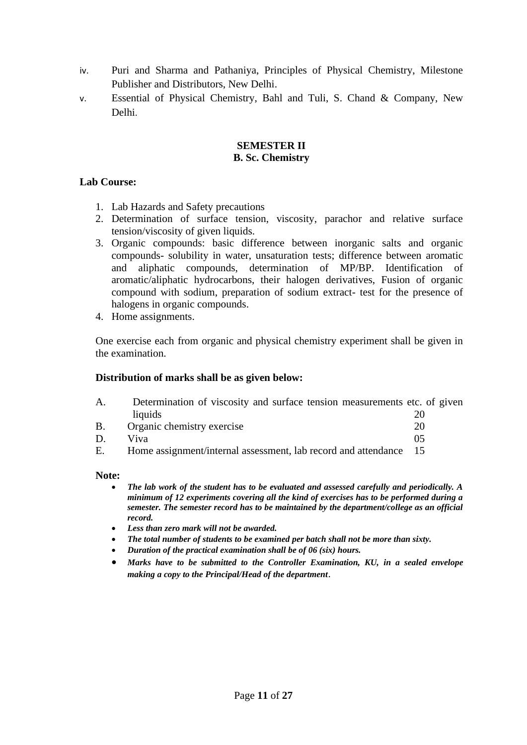iv. Puri and Sharma and Pathaniya, Principles of Physical Chemistry, Milestone Publisher and Distributors, New Delhi.

v. Essential of Physical Chemistry, Bahl and Tuli, S. Chand & Company, New Delhi.

**SEMESTER II**
**B. Sc. Chemistry**

**Lab Course:**

1. Lab Hazards and Safety precautions
2. Determination of surface tension, viscosity, parachor and relative surface tension/viscosity of given liquids.
3. Organic compounds: basic difference between inorganic salts and organic compounds- solubility in water, unsaturation tests; difference between aromatic and aliphatic compounds, determination of MP/BP. Identification of aromatic/aliphatic hydrocarbons, their halogen derivatives, Fusion of organic compound with sodium, preparation of sodium extract- test for the presence of halogens in organic compounds.
4. Home assignments.

One exercise each from organic and physical chemistry experiment shall be given in the examination.

**Distribution of marks shall be as given below:**

| | | |
|---|---|---|
| A. | Determination of viscosity and surface tension measurements etc. of given liquids | 20 |
| B. | Organic chemistry exercise | 20 |
| D. | Viva | 05 |
| E. | Home assignment/internal assessment, lab record and attendance | 15 |

**Note:**

- ***The lab work of the student has to be evaluated and assessed carefully and periodically. A minimum of 12 experiments covering all the kind of exercises has to be performed during a semester. The semester record has to be maintained by the department/college as an official record.***
- ***Less than zero mark will not be awarded.***
- ***The total number of students to be examined per batch shall not be more than sixty.***
- ***Duration of the practical examination shall be of 06 (six) hours.***
- ***Marks have to be submitted to the Controller Examination, KU, in a sealed envelope making a copy to the Principal/Head of the department.***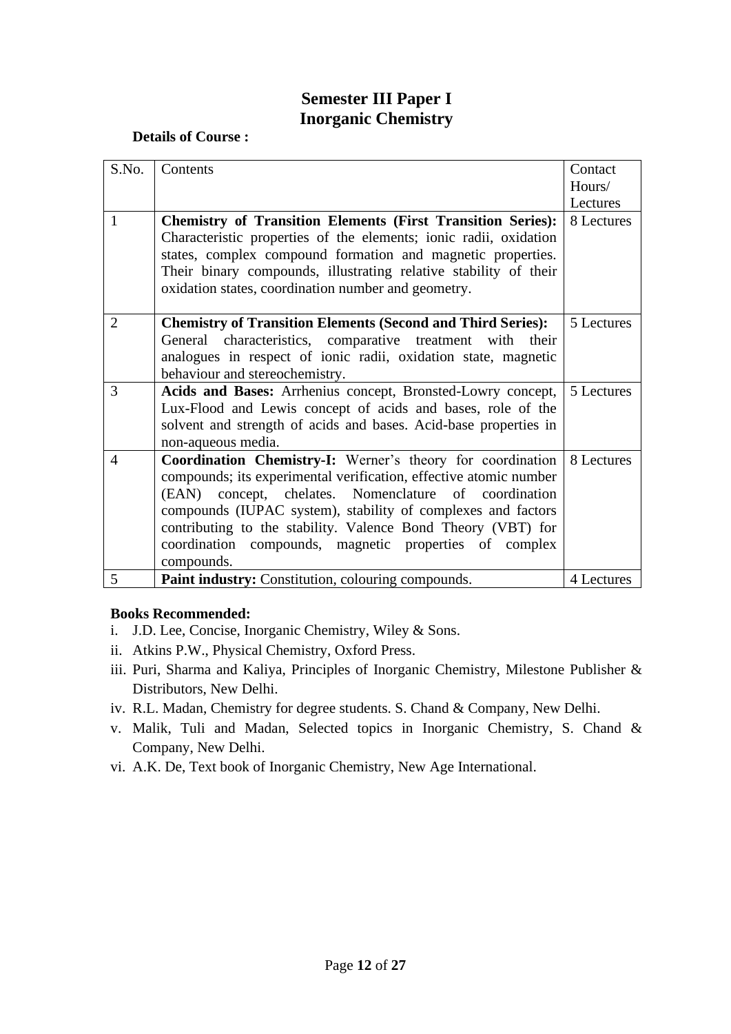# Semester III Paper I
# Inorganic Chemistry

**Details of Course :**

| S.No. | Contents | Contact Hours/ Lectures |
|---|---|---|
| 1 | **Chemistry of Transition Elements (First Transition Series):** Characteristic properties of the elements; ionic radii, oxidation states, complex compound formation and magnetic properties. Their binary compounds, illustrating relative stability of their oxidation states, coordination number and geometry. | 8 Lectures |
| 2 | **Chemistry of Transition Elements (Second and Third Series):** General characteristics, comparative treatment with their analogues in respect of ionic radii, oxidation state, magnetic behaviour and stereochemistry. | 5 Lectures |
| 3 | **Acids and Bases:** Arrhenius concept, Bronsted-Lowry concept, Lux-Flood and Lewis concept of acids and bases, role of the solvent and strength of acids and bases. Acid-base properties in non-aqueous media. | 5 Lectures |
| 4 | **Coordination Chemistry-I:** Werner's theory for coordination compounds; its experimental verification, effective atomic number (EAN) concept, chelates. Nomenclature of coordination compounds (IUPAC system), stability of complexes and factors contributing to the stability. Valence Bond Theory (VBT) for coordination compounds, magnetic properties of complex compounds. | 8 Lectures |
| 5 | **Paint industry:** Constitution, colouring compounds. | 4 Lectures |

**Books Recommended:**

i. J.D. Lee, Concise, Inorganic Chemistry, Wiley & Sons.
ii. Atkins P.W., Physical Chemistry, Oxford Press.
iii. Puri, Sharma and Kaliya, Principles of Inorganic Chemistry, Milestone Publisher & Distributors, New Delhi.
iv. R.L. Madan, Chemistry for degree students. S. Chand & Company, New Delhi.
v. Malik, Tuli and Madan, Selected topics in Inorganic Chemistry, S. Chand & Company, New Delhi.
vi. A.K. De, Text book of Inorganic Chemistry, New Age International.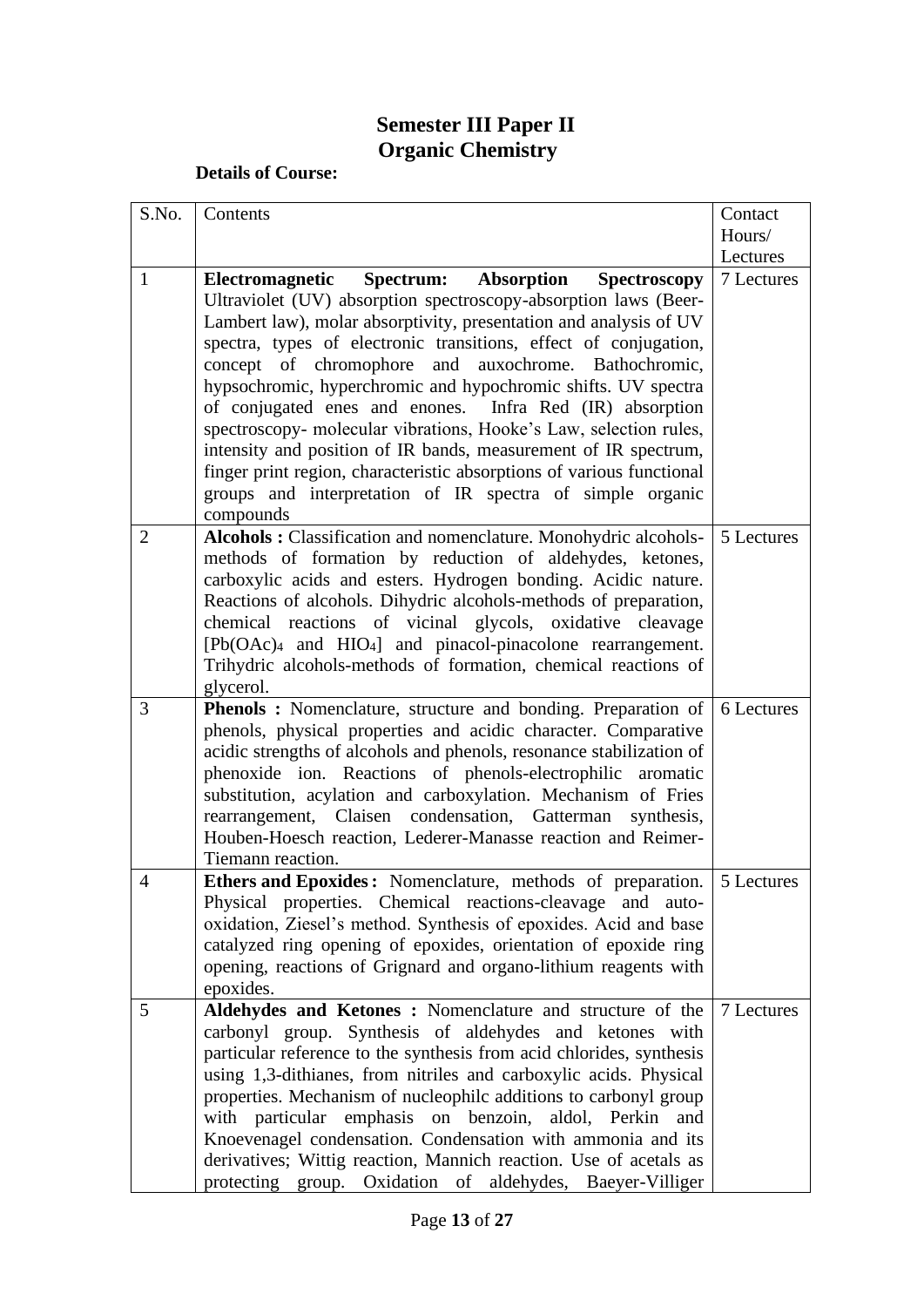# Semester III Paper II
# Organic Chemistry

**Details of Course:**

| S.No. | Contents | Contact Hours/ Lectures |
|---|---|---|
| 1 | **Electromagnetic Spectrum: Absorption Spectroscopy** Ultraviolet (UV) absorption spectroscopy-absorption laws (Beer-Lambert law), molar absorptivity, presentation and analysis of UV spectra, types of electronic transitions, effect of conjugation, concept of chromophore and auxochrome. Bathochromic, hypsochromic, hyperchromic and hypochromic shifts. UV spectra of conjugated enes and enones. Infra Red (IR) absorption spectroscopy- molecular vibrations, Hooke's Law, selection rules, intensity and position of IR bands, measurement of IR spectrum, finger print region, characteristic absorptions of various functional groups and interpretation of IR spectra of simple organic compounds | 7 Lectures |
| 2 | **Alcohols :** Classification and nomenclature. Monohydric alcohols-methods of formation by reduction of aldehydes, ketones, carboxylic acids and esters. Hydrogen bonding. Acidic nature. Reactions of alcohols. Dihydric alcohols-methods of preparation, chemical reactions of vicinal glycols, oxidative cleavage [$Pb(OAc)_4$ and $HIO_4$] and pinacol-pinacolone rearrangement. Trihydric alcohols-methods of formation, chemical reactions of glycerol. | 5 Lectures |
| 3 | **Phenols :** Nomenclature, structure and bonding. Preparation of phenols, physical properties and acidic character. Comparative acidic strengths of alcohols and phenols, resonance stabilization of phenoxide ion. Reactions of phenols-electrophilic aromatic substitution, acylation and carboxylation. Mechanism of Fries rearrangement, Claisen condensation, Gatterman synthesis, Houben-Hoesch reaction, Lederer-Manasse reaction and Reimer-Tiemann reaction. | 6 Lectures |
| 4 | **Ethers and Epoxides :** Nomenclature, methods of preparation. Physical properties. Chemical reactions-cleavage and auto-oxidation, Ziesel's method. Synthesis of epoxides. Acid and base catalyzed ring opening of epoxides, orientation of epoxide ring opening, reactions of Grignard and organo-lithium reagents with epoxides. | 5 Lectures |
| 5 | **Aldehydes and Ketones :** Nomenclature and structure of the carbonyl group. Synthesis of aldehydes and ketones with particular reference to the synthesis from acid chlorides, synthesis using 1,3-dithianes, from nitriles and carboxylic acids. Physical properties. Mechanism of nucleophilc additions to carbonyl group with particular emphasis on benzoin, aldol, Perkin and Knoevenagel condensation. Condensation with ammonia and its derivatives; Wittig reaction, Mannich reaction. Use of acetals as protecting group. Oxidation of aldehydes, Baeyer-Villiger | 7 Lectures |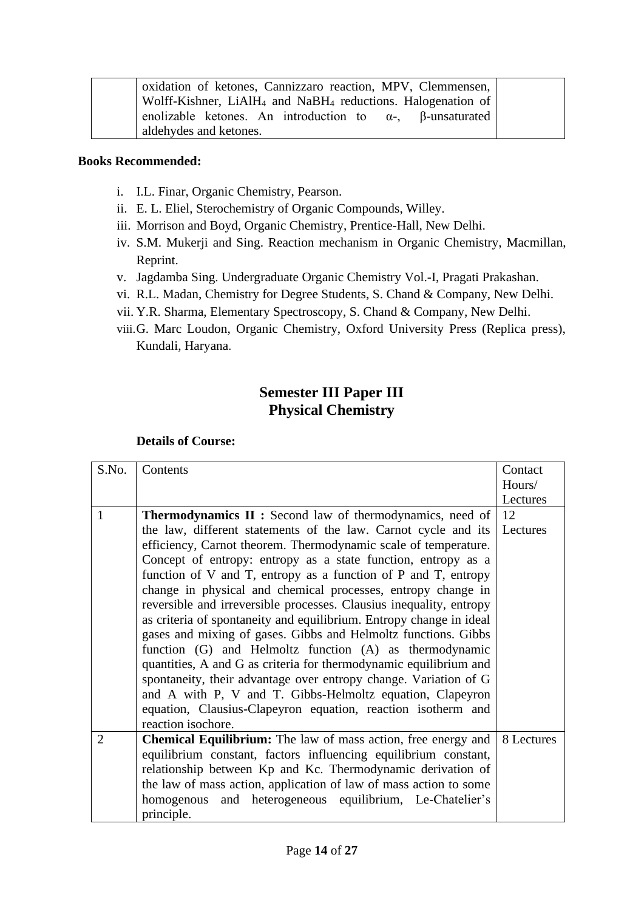| | | |
|---|---|---|
| | oxidation of ketones, Cannizzaro reaction, MPV, Clemmensen, Wolff-Kishner, $LiAlH_4$ and $NaBH_4$ reductions. Halogenation of enolizable ketones. An introduction to α-, β-unsaturated aldehydes and ketones. | |

**Books Recommended:**

- i. I.L. Finar, Organic Chemistry, Pearson.
- ii. E. L. Eliel, Sterochemistry of Organic Compounds, Willey.
- iii. Morrison and Boyd, Organic Chemistry, Prentice-Hall, New Delhi.
- iv. S.M. Mukerji and Sing. Reaction mechanism in Organic Chemistry, Macmillan, Reprint.
- v. Jagdamba Sing. Undergraduate Organic Chemistry Vol.-I, Pragati Prakashan.
- vi. R.L. Madan, Chemistry for Degree Students, S. Chand & Company, New Delhi.
- vii. Y.R. Sharma, Elementary Spectroscopy, S. Chand & Company, New Delhi.
- viii. G. Marc Loudon, Organic Chemistry, Oxford University Press (Replica press), Kundali, Haryana.

## Semester III Paper III
## Physical Chemistry

**Details of Course:**

| S.No. | Contents | Contact Hours/ Lectures |
|---|---|---|
| 1 | **Thermodynamics II :** Second law of thermodynamics, need of the law, different statements of the law. Carnot cycle and its efficiency, Carnot theorem. Thermodynamic scale of temperature. Concept of entropy: entropy as a state function, entropy as a function of V and T, entropy as a function of P and T, entropy change in physical and chemical processes, entropy change in reversible and irreversible processes. Clausius inequality, entropy as criteria of spontaneity and equilibrium. Entropy change in ideal gases and mixing of gases. Gibbs and Helmoltz functions. Gibbs function (G) and Helmoltz function (A) as thermodynamic quantities, A and G as criteria for thermodynamic equilibrium and spontaneity, their advantage over entropy change. Variation of G and A with P, V and T. Gibbs-Helmoltz equation, Clapeyron equation, Clausius-Clapeyron equation, reaction isotherm and reaction isochore. | 12 Lectures |
| 2 | **Chemical Equilibrium:** The law of mass action, free energy and equilibrium constant, factors influencing equilibrium constant, relationship between Kp and Kc. Thermodynamic derivation of the law of mass action, application of law of mass action to some homogenous and heterogeneous equilibrium, Le-Chatelier's principle. | 8 Lectures |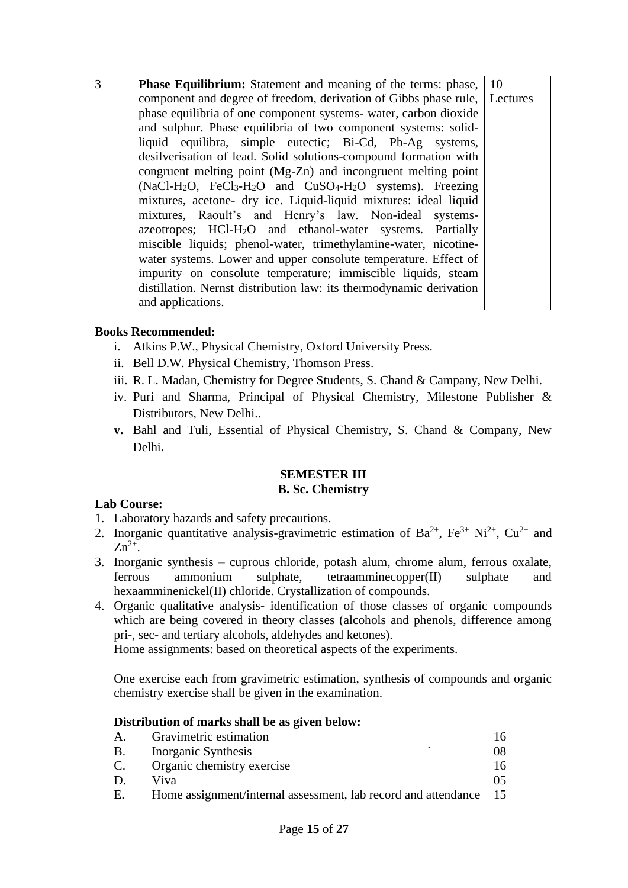| 3 | **Phase Equilibrium:** Statement and meaning of the terms: phase, component and degree of freedom, derivation of Gibbs phase rule, phase equilibria of one component systems- water, carbon dioxide and sulphur. Phase equilibria of two component systems: solid-liquid equilibra, simple eutectic; Bi-Cd, Pb-Ag systems, desilverisation of lead. Solid solutions-compound formation with congruent melting point (Mg-Zn) and incongruent melting point ($NaCl$-$H_2O$, $FeCl_3$-$H_2O$ and $CuSO_4$-$H_2O$ systems). Freezing mixtures, acetone- dry ice. Liquid-liquid mixtures: ideal liquid mixtures, Raoult's and Henry's law. Non-ideal systems-azeotropes; $HCl$-$H_2O$ and ethanol-water systems. Partially miscible liquids; phenol-water, trimethylamine-water, nicotine-water systems. Lower and upper consolute temperature. Effect of impurity on consolute temperature; immiscible liquids, steam distillation. Nernst distribution law: its thermodynamic derivation and applications. | 10 Lectures |
|---|---|---|

**Books Recommended:**

i. Atkins P.W., Physical Chemistry, Oxford University Press.
ii. Bell D.W. Physical Chemistry, Thomson Press.
iii. R. L. Madan, Chemistry for Degree Students, S. Chand & Campany, New Delhi.
iv. Puri and Sharma, Principal of Physical Chemistry, Milestone Publisher & Distributors, New Delhi..
**v.** Bahl and Tuli, Essential of Physical Chemistry, S. Chand & Company, New Delhi**.**

**SEMESTER III**

**B. Sc. Chemistry**

**Lab Course:**

1. Laboratory hazards and safety precautions.
2. Inorganic quantitative analysis-gravimetric estimation of $Ba^{2+}$, $Fe^{3+}$ $Ni^{2+}$, $Cu^{2+}$ and $Zn^{2+}$.
3. Inorganic synthesis – cuprous chloride, potash alum, chrome alum, ferrous oxalate, ferrous ammonium sulphate, tetraamminecopper(II) sulphate and hexaamminenickel(II) chloride. Crystallization of compounds.
4. Organic qualitative analysis- identification of those classes of organic compounds which are being covered in theory classes (alcohols and phenols, difference among pri-, sec- and tertiary alcohols, aldehydes and ketones).
   Home assignments: based on theoretical aspects of the experiments.

   One exercise each from gravimetric estimation, synthesis of compounds and organic chemistry exercise shall be given in the examination.

   **Distribution of marks shall be as given below:**

| | | |
|---|---|---|
| A. | Gravimetric estimation | 16 |
| B. | Inorganic Synthesis | 08 |
| C. | Organic chemistry exercise | 16 |
| D. | Viva | 05 |
| E. | Home assignment/internal assessment, lab record and attendance | 15 |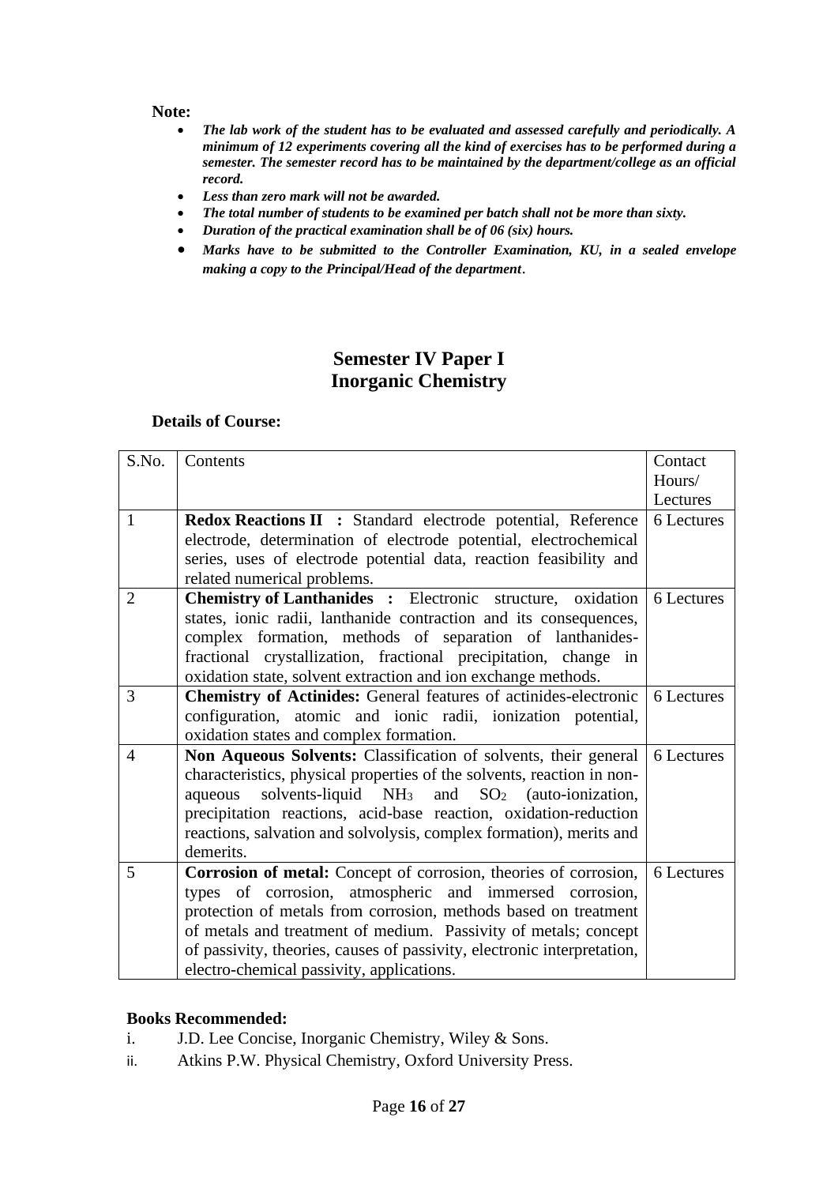**Note:**

- ***The lab work of the student has to be evaluated and assessed carefully and periodically. A minimum of 12 experiments covering all the kind of exercises has to be performed during a semester. The semester record has to be maintained by the department/college as an official record.***
- ***Less than zero mark will not be awarded.***
- ***The total number of students to be examined per batch shall not be more than sixty.***
- ***Duration of the practical examination shall be of 06 (six) hours.***
- ***Marks have to be submitted to the Controller Examination, KU, in a sealed envelope making a copy to the Principal/Head of the department.***

## Semester IV Paper I
## Inorganic Chemistry

**Details of Course:**

| S.No. | Contents | Contact Hours/ Lectures |
|---|---|---|
| 1 | **Redox Reactions II :** Standard electrode potential, Reference electrode, determination of electrode potential, electrochemical series, uses of electrode potential data, reaction feasibility and related numerical problems. | 6 Lectures |
| 2 | **Chemistry of Lanthanides :** Electronic structure, oxidation states, ionic radii, lanthanide contraction and its consequences, complex formation, methods of separation of lanthanides-fractional crystallization, fractional precipitation, change in oxidation state, solvent extraction and ion exchange methods. | 6 Lectures |
| 3 | **Chemistry of Actinides:** General features of actinides-electronic configuration, atomic and ionic radii, ionization potential, oxidation states and complex formation. | 6 Lectures |
| 4 | **Non Aqueous Solvents:** Classification of solvents, their general characteristics, physical properties of the solvents, reaction in non-aqueous solvents-liquid $NH_3$ and $SO_2$ (auto-ionization, precipitation reactions, acid-base reaction, oxidation-reduction reactions, salvation and solvolysis, complex formation), merits and demerits. | 6 Lectures |
| 5 | **Corrosion of metal:** Concept of corrosion, theories of corrosion, types of corrosion, atmospheric and immersed corrosion, protection of metals from corrosion, methods based on treatment of metals and treatment of medium. Passivity of metals; concept of passivity, theories, causes of passivity, electronic interpretation, electro-chemical passivity, applications. | 6 Lectures |

**Books Recommended:**

i. J.D. Lee Concise, Inorganic Chemistry, Wiley & Sons.

ii. Atkins P.W. Physical Chemistry, Oxford University Press.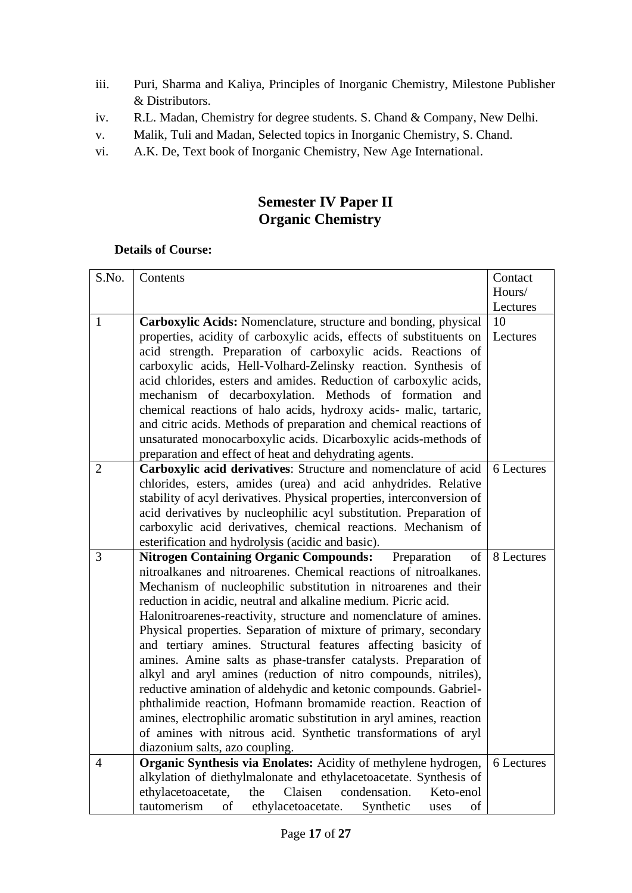iii. Puri, Sharma and Kaliya, Principles of Inorganic Chemistry, Milestone Publisher & Distributors.
iv. R.L. Madan, Chemistry for degree students. S. Chand & Company, New Delhi.
v. Malik, Tuli and Madan, Selected topics in Inorganic Chemistry, S. Chand.
vi. A.K. De, Text book of Inorganic Chemistry, New Age International.

## Semester IV Paper II
## Organic Chemistry

**Details of Course:**

| S.No. | Contents | Contact Hours/ Lectures |
|---|---|---|
| 1 | **Carboxylic Acids:** Nomenclature, structure and bonding, physical properties, acidity of carboxylic acids, effects of substituents on acid strength. Preparation of carboxylic acids. Reactions of carboxylic acids, Hell-Volhard-Zelinsky reaction. Synthesis of acid chlorides, esters and amides. Reduction of carboxylic acids, mechanism of decarboxylation. Methods of formation and chemical reactions of halo acids, hydroxy acids- malic, tartaric, and citric acids. Methods of preparation and chemical reactions of unsaturated monocarboxylic acids. Dicarboxylic acids-methods of preparation and effect of heat and dehydrating agents. | 10 Lectures |
| 2 | **Carboxylic acid derivatives**: Structure and nomenclature of acid chlorides, esters, amides (urea) and acid anhydrides. Relative stability of acyl derivatives. Physical properties, interconversion of acid derivatives by nucleophilic acyl substitution. Preparation of carboxylic acid derivatives, chemical reactions. Mechanism of esterification and hydrolysis (acidic and basic). | 6 Lectures |
| 3 | **Nitrogen Containing Organic Compounds:** Preparation of nitroalkanes and nitroarenes. Chemical reactions of nitroalkanes. Mechanism of nucleophilic substitution in nitroarenes and their reduction in acidic, neutral and alkaline medium. Picric acid. Halonitroarenes-reactivity, structure and nomenclature of amines. Physical properties. Separation of mixture of primary, secondary and tertiary amines. Structural features affecting basicity of amines. Amine salts as phase-transfer catalysts. Preparation of alkyl and aryl amines (reduction of nitro compounds, nitriles), reductive amination of aldehydic and ketonic compounds. Gabriel-phthalimide reaction, Hofmann bromamide reaction. Reaction of amines, electrophilic aromatic substitution in aryl amines, reaction of amines with nitrous acid. Synthetic transformations of aryl diazonium salts, azo coupling. | 8 Lectures |
| 4 | **Organic Synthesis via Enolates:** Acidity of methylene hydrogen, alkylation of diethylmalonate and ethylacetoacetate. Synthesis of ethylacetoacetate, the Claisen condensation. Keto-enol tautomerism of ethylacetoacetate. Synthetic uses of | 6 Lectures |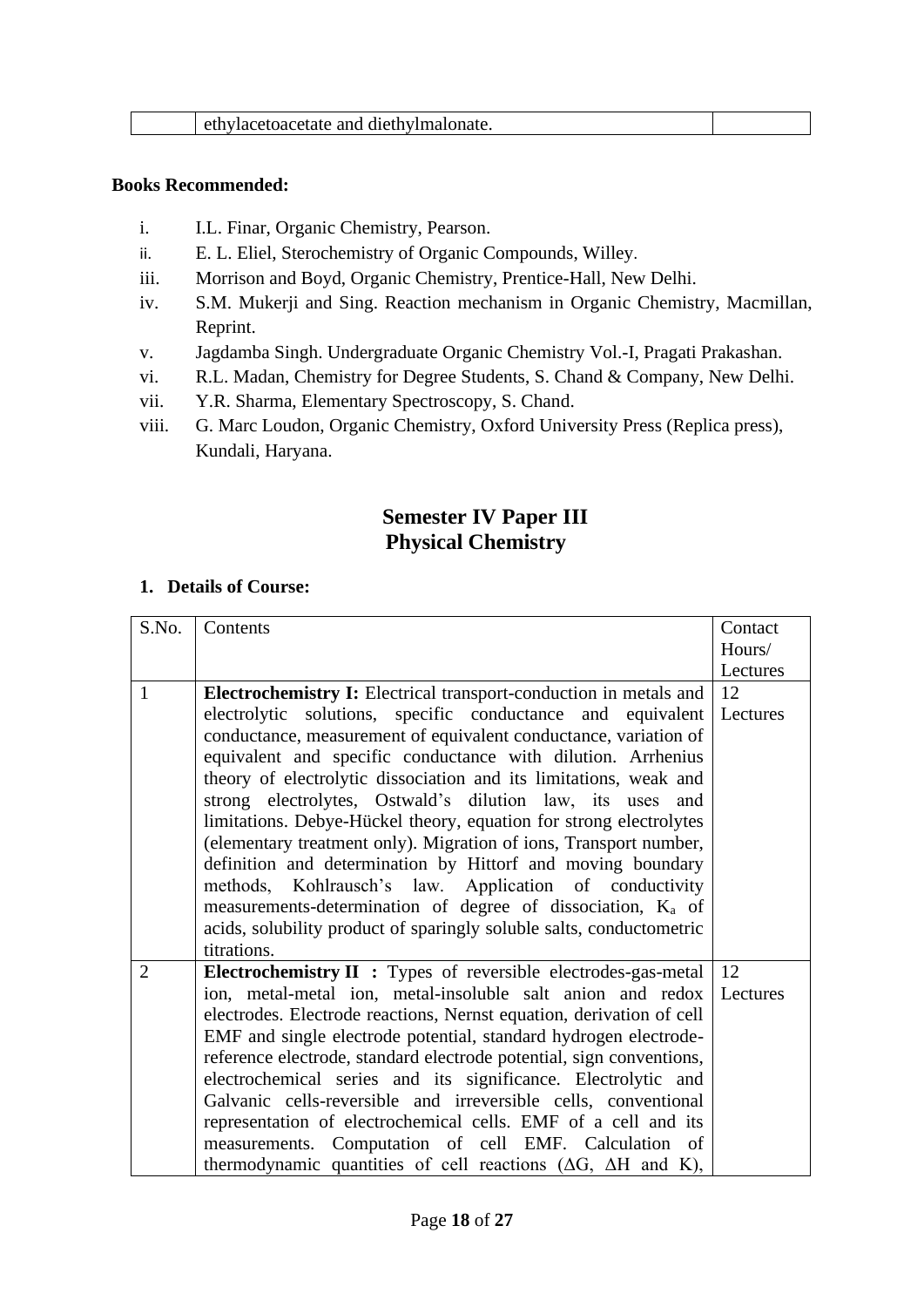| | ethylacetoacetate and diethylmalonate. | |
|---|---|---|

**Books Recommended:**

i. I.L. Finar, Organic Chemistry, Pearson.
ii. E. L. Eliel, Sterochemistry of Organic Compounds, Willey.
iii. Morrison and Boyd, Organic Chemistry, Prentice-Hall, New Delhi.
iv. S.M. Mukerji and Sing. Reaction mechanism in Organic Chemistry, Macmillan, Reprint.
v. Jagdamba Singh. Undergraduate Organic Chemistry Vol.-I, Pragati Prakashan.
vi. R.L. Madan, Chemistry for Degree Students, S. Chand & Company, New Delhi.
vii. Y.R. Sharma, Elementary Spectroscopy, S. Chand.
viii. G. Marc Loudon, Organic Chemistry, Oxford University Press (Replica press), Kundali, Haryana.

## Semester IV Paper III
## Physical Chemistry

**1. Details of Course:**

| S.No. | Contents | Contact Hours/ Lectures |
|---|---|---|
| 1 | **Electrochemistry I:** Electrical transport-conduction in metals and electrolytic solutions, specific conductance and equivalent conductance, measurement of equivalent conductance, variation of equivalent and specific conductance with dilution. Arrhenius theory of electrolytic dissociation and its limitations, weak and strong electrolytes, Ostwald's dilution law, its uses and limitations. Debye-Hückel theory, equation for strong electrolytes (elementary treatment only). Migration of ions, Transport number, definition and determination by Hittorf and moving boundary methods, Kohlrausch's law. Application of conductivity measurements-determination of degree of dissociation, $K_a$ of acids, solubility product of sparingly soluble salts, conductometric titrations. | 12 Lectures |
| 2 | **Electrochemistry II :** Types of reversible electrodes-gas-metal ion, metal-metal ion, metal-insoluble salt anion and redox electrodes. Electrode reactions, Nernst equation, derivation of cell EMF and single electrode potential, standard hydrogen electrode-reference electrode, standard electrode potential, sign conventions, electrochemical series and its significance. Electrolytic and Galvanic cells-reversible and irreversible cells, conventional representation of electrochemical cells. EMF of a cell and its measurements. Computation of cell EMF. Calculation of thermodynamic quantities of cell reactions ($\Delta G$, $\Delta H$ and K), | 12 Lectures |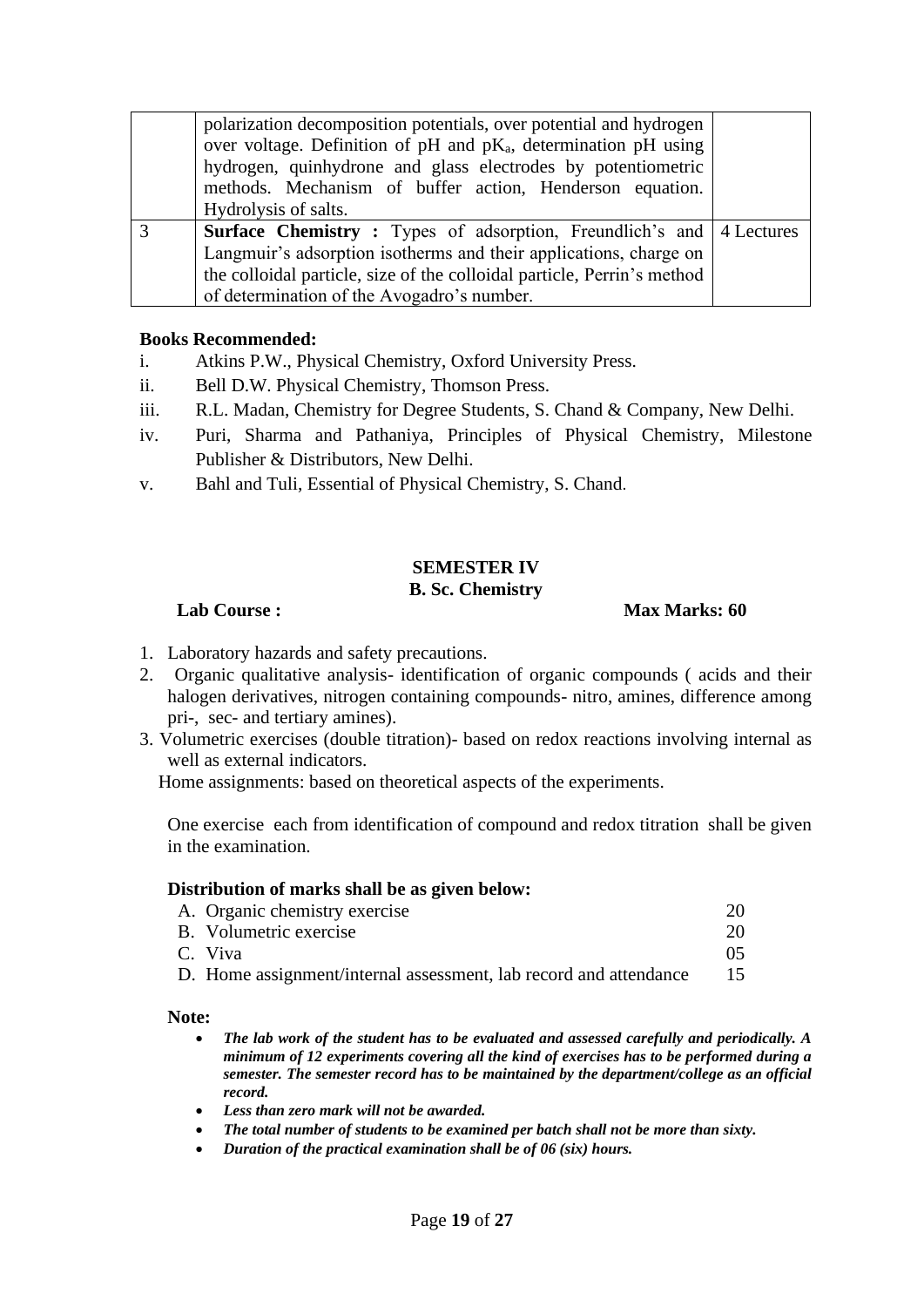| | | |
|---|---|---|
| | polarization decomposition potentials, over potential and hydrogen over voltage. Definition of pH and $pK_a$, determination pH using hydrogen, quinhydrone and glass electrodes by potentiometric methods. Mechanism of buffer action, Henderson equation. Hydrolysis of salts. | |
| 3 | **Surface Chemistry :** Types of adsorption, Freundlich's and Langmuir's adsorption isotherms and their applications, charge on the colloidal particle, size of the colloidal particle, Perrin's method of determination of the Avogadro's number. | 4 Lectures |

**Books Recommended:**

i. Atkins P.W., Physical Chemistry, Oxford University Press.

ii. Bell D.W. Physical Chemistry, Thomson Press.

iii. R.L. Madan, Chemistry for Degree Students, S. Chand & Company, New Delhi.

iv. Puri, Sharma and Pathaniya, Principles of Physical Chemistry, Milestone Publisher & Distributors, New Delhi.

v. Bahl and Tuli, Essential of Physical Chemistry, S. Chand.

## SEMESTER IV
## B. Sc. Chemistry

**Lab Course :** **Max Marks: 60**

1. Laboratory hazards and safety precautions.
2. Organic qualitative analysis- identification of organic compounds ( acids and their halogen derivatives, nitrogen containing compounds- nitro, amines, difference among pri-, sec- and tertiary amines).
3. Volumetric exercises (double titration)- based on redox reactions involving internal as well as external indicators.

Home assignments: based on theoretical aspects of the experiments.

One exercise each from identification of compound and redox titration shall be given in the examination.

**Distribution of marks shall be as given below:**

| | |
|---|---|
| A. Organic chemistry exercise | 20 |
| B. Volumetric exercise | 20 |
| C. Viva | 05 |
| D. Home assignment/internal assessment, lab record and attendance | 15 |

**Note:**

- ***The lab work of the student has to be evaluated and assessed carefully and periodically. A minimum of 12 experiments covering all the kind of exercises has to be performed during a semester. The semester record has to be maintained by the department/college as an official record.***
- ***Less than zero mark will not be awarded.***
- ***The total number of students to be examined per batch shall not be more than sixty.***
- ***Duration of the practical examination shall be of 06 (six) hours.***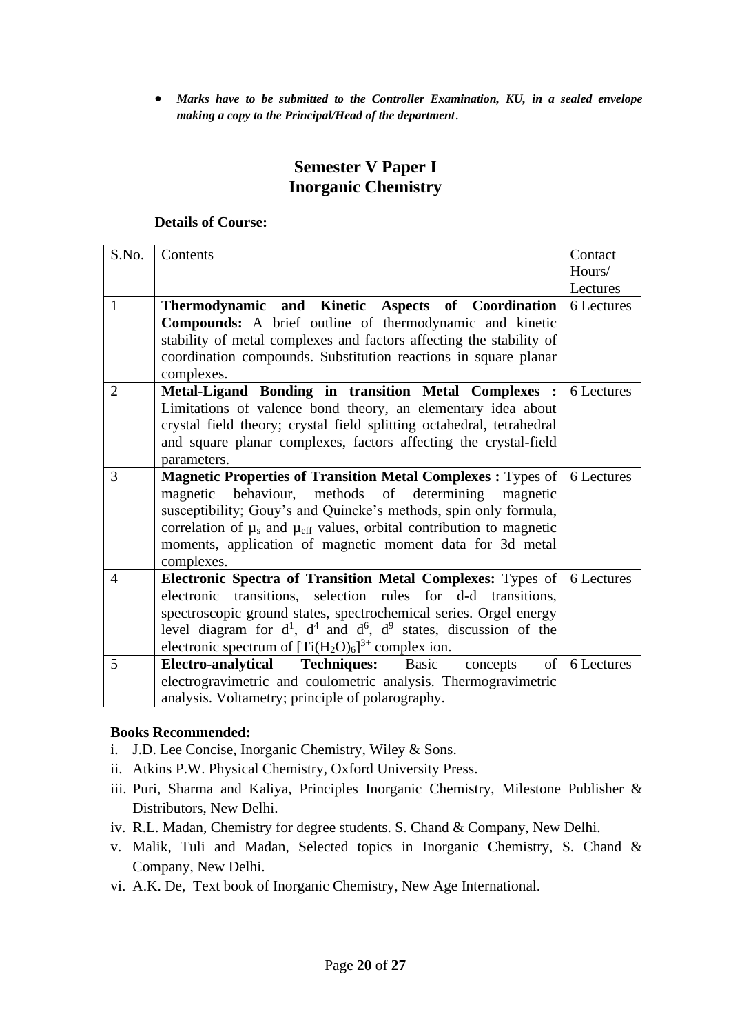- ***Marks have to be submitted to the Controller Examination, KU, in a sealed envelope making a copy to the Principal/Head of the department.***

## Semester V Paper I
## Inorganic Chemistry

**Details of Course:**

| S.No. | Contents | Contact Hours/ Lectures |
|---|---|---|
| 1 | **Thermodynamic and Kinetic Aspects of Coordination Compounds:** A brief outline of thermodynamic and kinetic stability of metal complexes and factors affecting the stability of coordination compounds. Substitution reactions in square planar complexes. | 6 Lectures |
| 2 | **Metal-Ligand Bonding in transition Metal Complexes :** Limitations of valence bond theory, an elementary idea about crystal field theory; crystal field splitting octahedral, tetrahedral and square planar complexes, factors affecting the crystal-field parameters. | 6 Lectures |
| 3 | **Magnetic Properties of Transition Metal Complexes :** Types of magnetic behaviour, methods of determining magnetic susceptibility; Gouy's and Quincke's methods, spin only formula, correlation of $\mu_s$ and $\mu_{eff}$ values, orbital contribution to magnetic moments, application of magnetic moment data for 3d metal complexes. | 6 Lectures |
| 4 | **Electronic Spectra of Transition Metal Complexes:** Types of electronic transitions, selection rules for d-d transitions, spectroscopic ground states, spectrochemical series. Orgel energy level diagram for $d^1$, $d^4$ and $d^6$, $d^9$ states, discussion of the electronic spectrum of $[Ti(H_2O)_6]^{3+}$ complex ion. | 6 Lectures |
| 5 | **Electro-analytical Techniques:** Basic concepts of electrogravimetric and coulometric analysis. Thermogravimetric analysis. Voltametry; principle of polarography. | 6 Lectures |

**Books Recommended:**

i. J.D. Lee Concise, Inorganic Chemistry, Wiley & Sons.
ii. Atkins P.W. Physical Chemistry, Oxford University Press.
iii. Puri, Sharma and Kaliya, Principles Inorganic Chemistry, Milestone Publisher & Distributors, New Delhi.
iv. R.L. Madan, Chemistry for degree students. S. Chand & Company, New Delhi.
v. Malik, Tuli and Madan, Selected topics in Inorganic Chemistry, S. Chand & Company, New Delhi.
vi. A.K. De, Text book of Inorganic Chemistry, New Age International.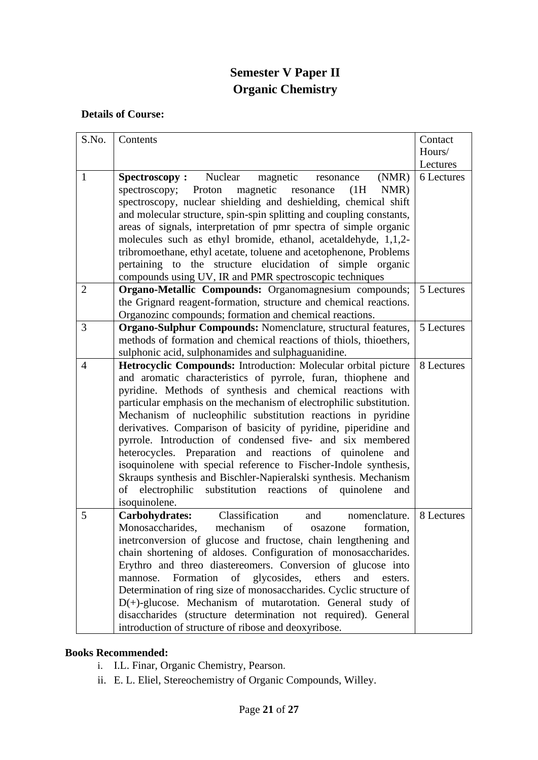# Semester V Paper II
# Organic Chemistry

**Details of Course:**

| S.No. | Contents | Contact Hours/ Lectures |
|---|---|---|
| 1 | **Spectroscopy :** Nuclear magnetic resonance (NMR) spectroscopy; Proton magnetic resonance (1H NMR) spectroscopy, nuclear shielding and deshielding, chemical shift and molecular structure, spin-spin splitting and coupling constants, areas of signals, interpretation of pmr spectra of simple organic molecules such as ethyl bromide, ethanol, acetaldehyde, 1,1,2-tribromoethane, ethyl acetate, toluene and acetophenone, Problems pertaining to the structure elucidation of simple organic compounds using UV, IR and PMR spectroscopic techniques | 6 Lectures |
| 2 | **Organo-Metallic Compounds:** Organomagnesium compounds; the Grignard reagent-formation, structure and chemical reactions. Organozinc compounds; formation and chemical reactions. | 5 Lectures |
| 3 | **Organo-Sulphur Compounds:** Nomenclature, structural features, methods of formation and chemical reactions of thiols, thioethers, sulphonic acid, sulphonamides and sulphaguanidine. | 5 Lectures |
| 4 | **Hetrocyclic Compounds:** Introduction: Molecular orbital picture and aromatic characteristics of pyrrole, furan, thiophene and pyridine. Methods of synthesis and chemical reactions with particular emphasis on the mechanism of electrophilic substitution. Mechanism of nucleophilic substitution reactions in pyridine derivatives. Comparison of basicity of pyridine, piperidine and pyrrole. Introduction of condensed five- and six membered heterocycles. Preparation and reactions of quinolene and isoquinolene with special reference to Fischer-Indole synthesis, Skraups synthesis and Bischler-Napieralski synthesis. Mechanism of electrophilic substitution reactions of quinolene and isoquinolene. | 8 Lectures |
| 5 | **Carbohydrates:** Classification and nomenclature. Monosaccharides, mechanism of osazone formation, inetrconversion of glucose and fructose, chain lengthening and chain shortening of aldoses. Configuration of monosaccharides. Erythro and threo diastereomers. Conversion of glucose into mannose. Formation of glycosides, ethers and esters. Determination of ring size of monosaccharides. Cyclic structure of D(+)-glucose. Mechanism of mutarotation. General study of disaccharides (structure determination not required). General introduction of structure of ribose and deoxyribose. | 8 Lectures |

**Books Recommended:**

i. I.L. Finar, Organic Chemistry, Pearson.
ii. E. L. Eliel, Stereochemistry of Organic Compounds, Willey.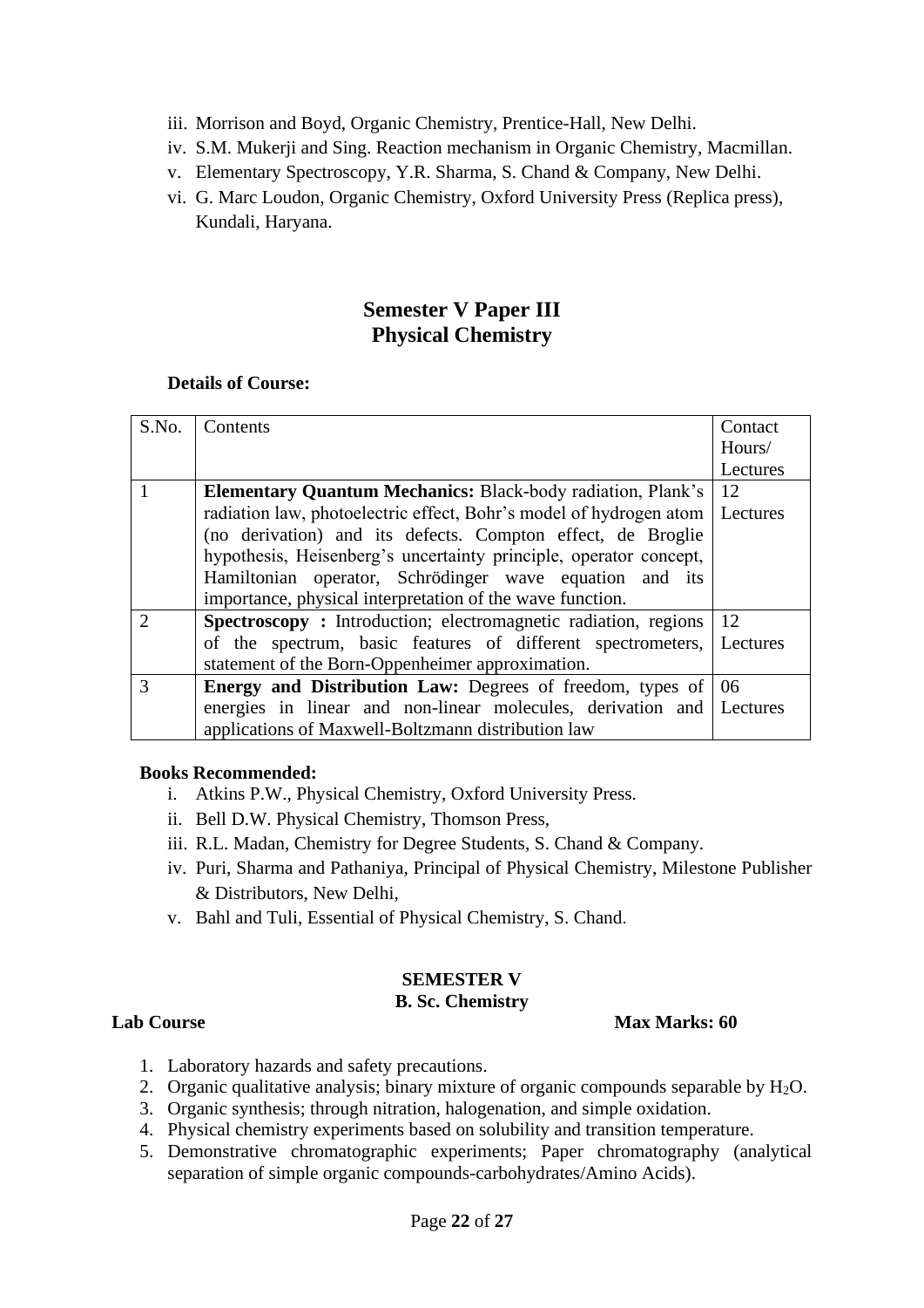iii. Morrison and Boyd, Organic Chemistry, Prentice-Hall, New Delhi.
iv. S.M. Mukerji and Sing. Reaction mechanism in Organic Chemistry, Macmillan.
v. Elementary Spectroscopy, Y.R. Sharma, S. Chand & Company, New Delhi.
vi. G. Marc Loudon, Organic Chemistry, Oxford University Press (Replica press), Kundali, Haryana.

## Semester V Paper III
## Physical Chemistry

**Details of Course:**

| S.No. | Contents | Contact Hours/ Lectures |
|---|---|---|
| 1 | **Elementary Quantum Mechanics:** Black-body radiation, Plank's radiation law, photoelectric effect, Bohr's model of hydrogen atom (no derivation) and its defects. Compton effect, de Broglie hypothesis, Heisenberg's uncertainty principle, operator concept, Hamiltonian operator, Schrödinger wave equation and its importance, physical interpretation of the wave function. | 12 Lectures |
| 2 | **Spectroscopy :** Introduction; electromagnetic radiation, regions of the spectrum, basic features of different spectrometers, statement of the Born-Oppenheimer approximation. | 12 Lectures |
| 3 | **Energy and Distribution Law:** Degrees of freedom, types of energies in linear and non-linear molecules, derivation and applications of Maxwell-Boltzmann distribution law | 06 Lectures |

**Books Recommended:**

i. Atkins P.W., Physical Chemistry, Oxford University Press.
ii. Bell D.W. Physical Chemistry, Thomson Press,
iii. R.L. Madan, Chemistry for Degree Students, S. Chand & Company.
iv. Puri, Sharma and Pathaniya, Principal of Physical Chemistry, Milestone Publisher & Distributors, New Delhi,
v. Bahl and Tuli, Essential of Physical Chemistry, S. Chand.

**SEMESTER V**
**B. Sc. Chemistry**

**Lab Course** **Max Marks: 60**

1. Laboratory hazards and safety precautions.
2. Organic qualitative analysis; binary mixture of organic compounds separable by $H_2O$.
3. Organic synthesis; through nitration, halogenation, and simple oxidation.
4. Physical chemistry experiments based on solubility and transition temperature.
5. Demonstrative chromatographic experiments; Paper chromatography (analytical separation of simple organic compounds-carbohydrates/Amino Acids).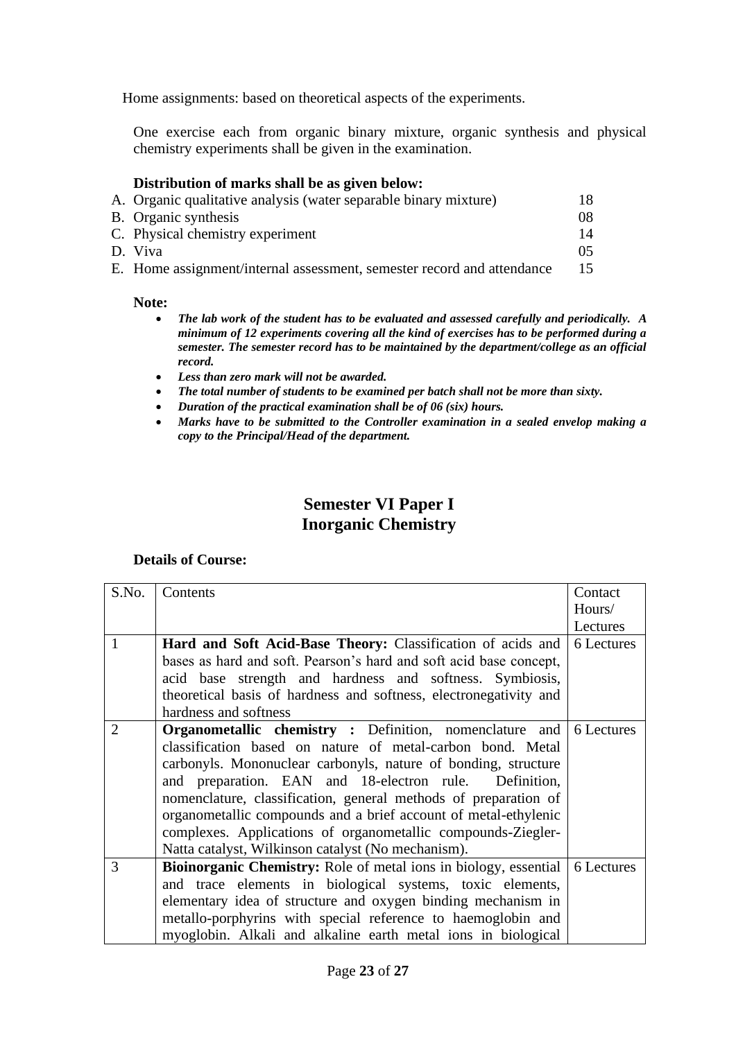Home assignments: based on theoretical aspects of the experiments.

One exercise each from organic binary mixture, organic synthesis and physical chemistry experiments shall be given in the examination.

**Distribution of marks shall be as given below:**

| | | |
|---|---|---|
| A. | Organic qualitative analysis (water separable binary mixture) | 18 |
| B. | Organic synthesis | 08 |
| C. | Physical chemistry experiment | 14 |
| D. | Viva | 05 |
| E. | Home assignment/internal assessment, semester record and attendance | 15 |

**Note:**

- ***The lab work of the student has to be evaluated and assessed carefully and periodically. A minimum of 12 experiments covering all the kind of exercises has to be performed during a semester. The semester record has to be maintained by the department/college as an official record.***
- ***Less than zero mark will not be awarded.***
- ***The total number of students to be examined per batch shall not be more than sixty.***
- ***Duration of the practical examination shall be of 06 (six) hours.***
- ***Marks have to be submitted to the Controller examination in a sealed envelop making a copy to the Principal/Head of the department.***

## Semester VI Paper I
## Inorganic Chemistry

**Details of Course:**

| S.No. | Contents | Contact Hours/ Lectures |
|---|---|---|
| 1 | **Hard and Soft Acid-Base Theory:** Classification of acids and bases as hard and soft. Pearson's hard and soft acid base concept, acid base strength and hardness and softness. Symbiosis, theoretical basis of hardness and softness, electronegativity and hardness and softness | 6 Lectures |
| 2 | **Organometallic chemistry :** Definition, nomenclature and classification based on nature of metal-carbon bond. Metal carbonyls. Mononuclear carbonyls, nature of bonding, structure and preparation. EAN and 18-electron rule. Definition, nomenclature, classification, general methods of preparation of organometallic compounds and a brief account of metal-ethylenic complexes. Applications of organometallic compounds-Ziegler-Natta catalyst, Wilkinson catalyst (No mechanism). | 6 Lectures |
| 3 | **Bioinorganic Chemistry:** Role of metal ions in biology, essential and trace elements in biological systems, toxic elements, elementary idea of structure and oxygen binding mechanism in metallo-porphyrins with special reference to haemoglobin and myoglobin. Alkali and alkaline earth metal ions in biological | 6 Lectures |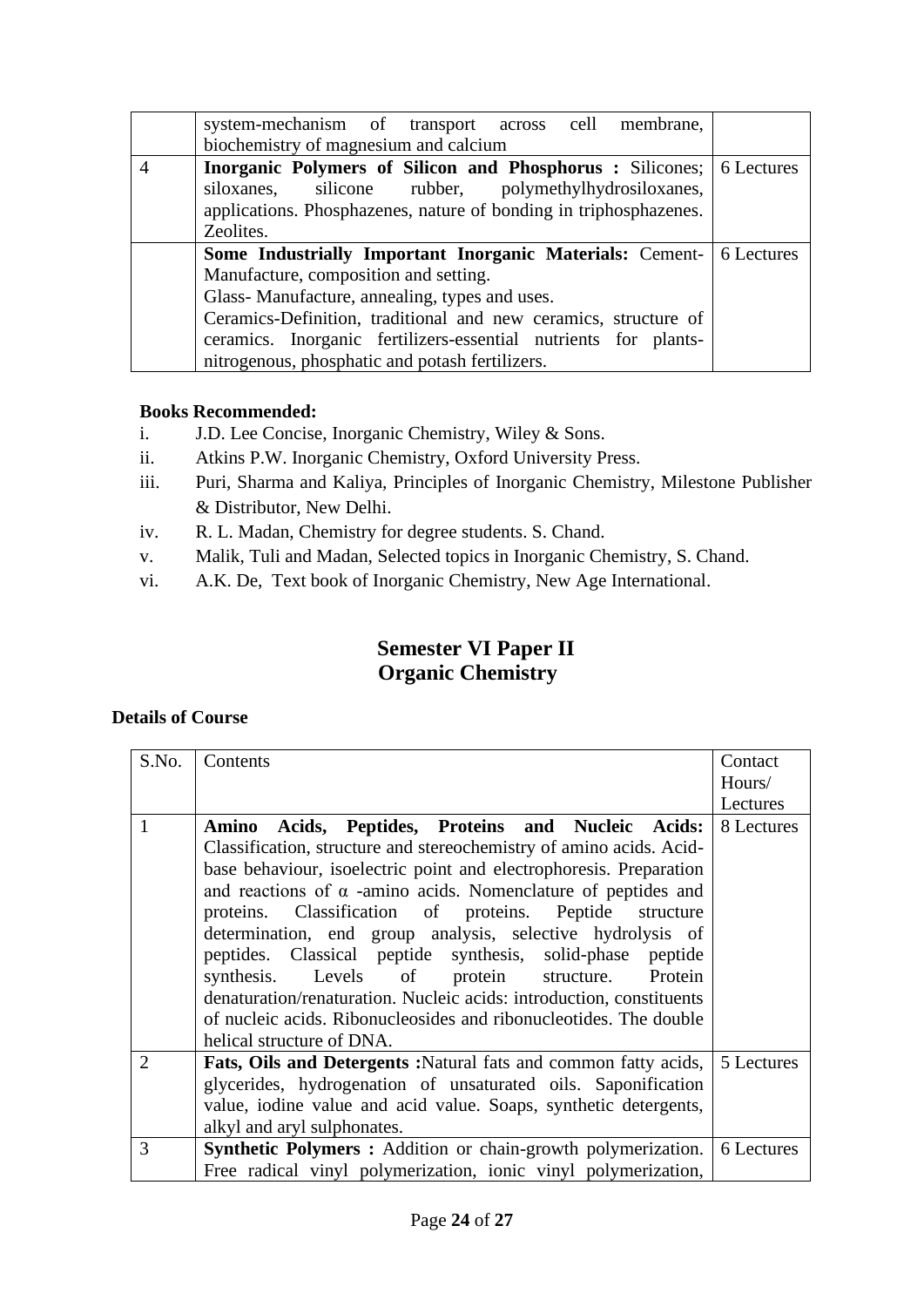|  | system-mechanism of transport across cell membrane, biochemistry of magnesium and calcium |  |
|---|---|---|
| 4 | **Inorganic Polymers of Silicon and Phosphorus :** Silicones; siloxanes, silicone rubber, polymethylhydrosiloxanes, applications. Phosphazenes, nature of bonding in triphosphazenes. Zeolites. | 6 Lectures |
|  | **Some Industrially Important Inorganic Materials:** Cement-Manufacture, composition and setting.<br>Glass- Manufacture, annealing, types and uses.<br>Ceramics-Definition, traditional and new ceramics, structure of ceramics. Inorganic fertilizers-essential nutrients for plants-nitrogenous, phosphatic and potash fertilizers. | 6 Lectures |

**Books Recommended:**

i. J.D. Lee Concise, Inorganic Chemistry, Wiley & Sons.
ii. Atkins P.W. Inorganic Chemistry, Oxford University Press.
iii. Puri, Sharma and Kaliya, Principles of Inorganic Chemistry, Milestone Publisher & Distributor, New Delhi.
iv. R. L. Madan, Chemistry for degree students. S. Chand.
v. Malik, Tuli and Madan, Selected topics in Inorganic Chemistry, S. Chand.
vi. A.K. De, Text book of Inorganic Chemistry, New Age International.

## Semester VI Paper II
## Organic Chemistry

**Details of Course**

| S.No. | Contents | Contact Hours/ Lectures |
|---|---|---|
| 1 | **Amino Acids, Peptides, Proteins and Nucleic Acids:** Classification, structure and stereochemistry of amino acids. Acid-base behaviour, isoelectric point and electrophoresis. Preparation and reactions of $\alpha$ -amino acids. Nomenclature of peptides and proteins. Classification of proteins. Peptide structure determination, end group analysis, selective hydrolysis of peptides. Classical peptide synthesis, solid-phase peptide synthesis. Levels of protein structure. Protein denaturation/renaturation. Nucleic acids: introduction, constituents of nucleic acids. Ribonucleosides and ribonucleotides. The double helical structure of DNA. | 8 Lectures |
| 2 | **Fats, Oils and Detergents :**Natural fats and common fatty acids, glycerides, hydrogenation of unsaturated oils. Saponification value, iodine value and acid value. Soaps, synthetic detergents, alkyl and aryl sulphonates. | 5 Lectures |
| 3 | **Synthetic Polymers :** Addition or chain-growth polymerization. Free radical vinyl polymerization, ionic vinyl polymerization, | 6 Lectures |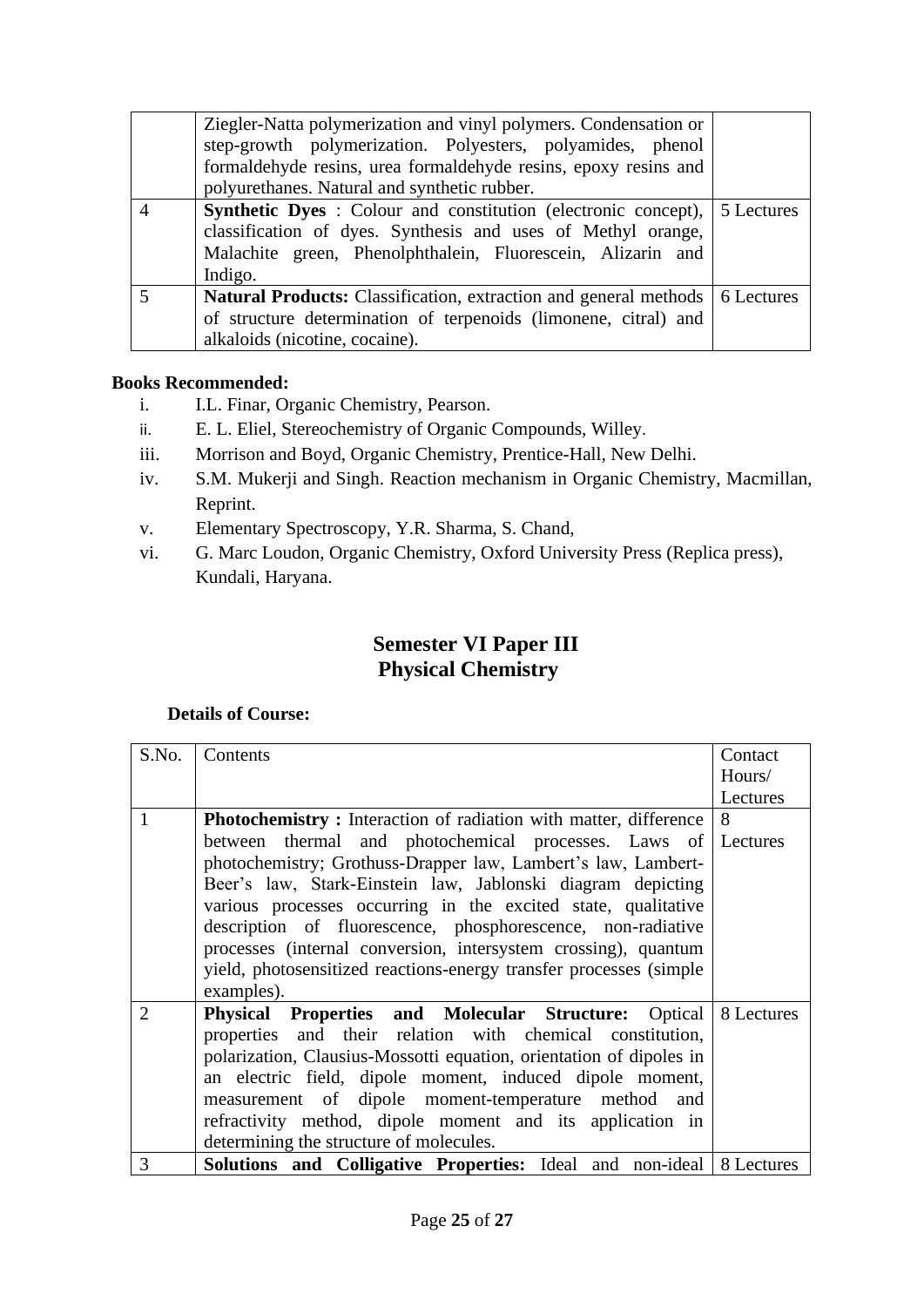| | | |
|---|---|---|
| | Ziegler-Natta polymerization and vinyl polymers. Condensation or step-growth polymerization. Polyesters, polyamides, phenol formaldehyde resins, urea formaldehyde resins, epoxy resins and polyurethanes. Natural and synthetic rubber. | |
| 4 | **Synthetic Dyes** : Colour and constitution (electronic concept), classification of dyes. Synthesis and uses of Methyl orange, Malachite green, Phenolphthalein, Fluorescein, Alizarin and Indigo. | 5 Lectures |
| 5 | **Natural Products:** Classification, extraction and general methods of structure determination of terpenoids (limonene, citral) and alkaloids (nicotine, cocaine). | 6 Lectures |

**Books Recommended:**

i. I.L. Finar, Organic Chemistry, Pearson.
ii. E. L. Eliel, Stereochemistry of Organic Compounds, Willey.
iii. Morrison and Boyd, Organic Chemistry, Prentice-Hall, New Delhi.
iv. S.M. Mukerji and Singh. Reaction mechanism in Organic Chemistry, Macmillan, Reprint.
v. Elementary Spectroscopy, Y.R. Sharma, S. Chand,
vi. G. Marc Loudon, Organic Chemistry, Oxford University Press (Replica press), Kundali, Haryana.

## Semester VI Paper III
## Physical Chemistry

**Details of Course:**

| S.No. | Contents | Contact Hours/ Lectures |
|---|---|---|
| 1 | **Photochemistry :** Interaction of radiation with matter, difference between thermal and photochemical processes. Laws of photochemistry; Grothuss-Drapper law, Lambert's law, Lambert-Beer's law, Stark-Einstein law, Jablonski diagram depicting various processes occurring in the excited state, qualitative description of fluorescence, phosphorescence, non-radiative processes (internal conversion, intersystem crossing), quantum yield, photosensitized reactions-energy transfer processes (simple examples). | 8 Lectures |
| 2 | **Physical Properties and Molecular Structure:** Optical properties and their relation with chemical constitution, polarization, Clausius-Mossotti equation, orientation of dipoles in an electric field, dipole moment, induced dipole moment, measurement of dipole moment-temperature method and refractivity method, dipole moment and its application in determining the structure of molecules. | 8 Lectures |
| 3 | **Solutions and Colligative Properties:** Ideal and non-ideal | 8 Lectures |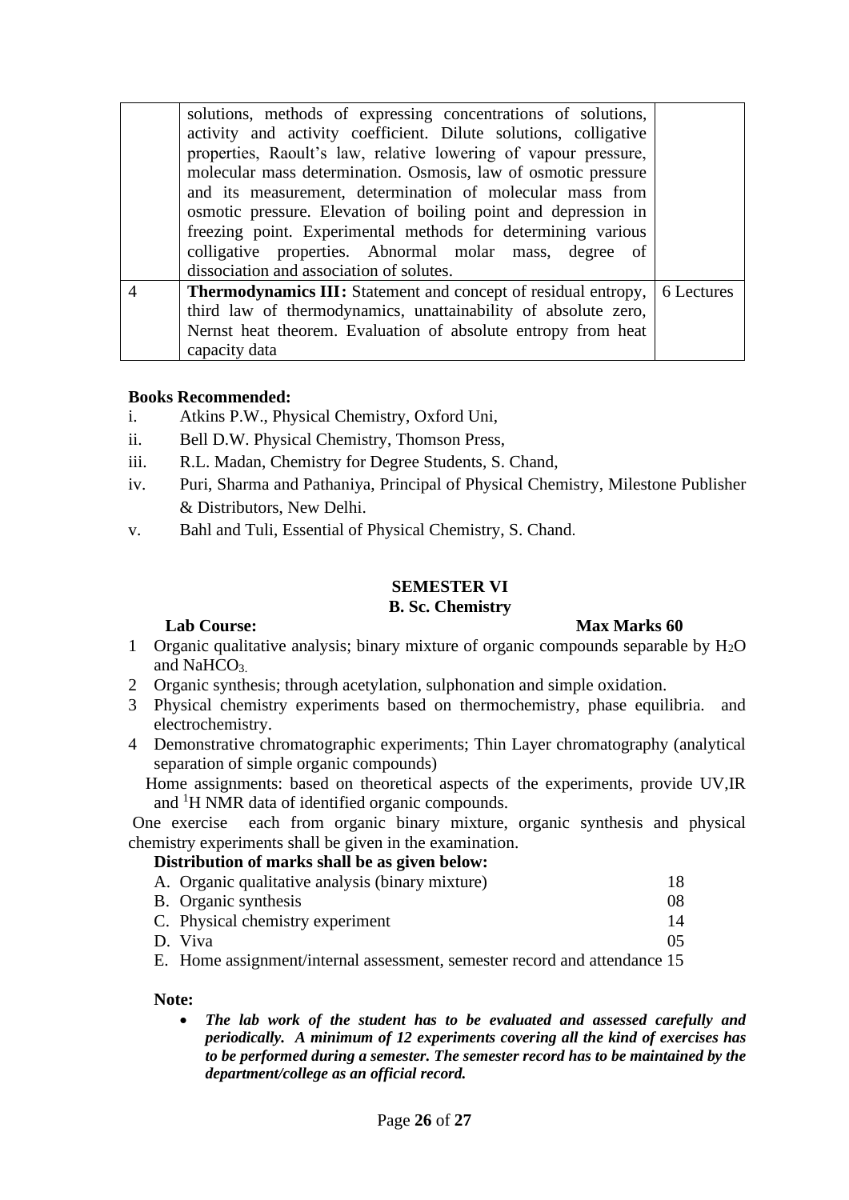| | | |
|---|---|---|
| | solutions, methods of expressing concentrations of solutions, activity and activity coefficient. Dilute solutions, colligative properties, Raoult's law, relative lowering of vapour pressure, molecular mass determination. Osmosis, law of osmotic pressure and its measurement, determination of molecular mass from osmotic pressure. Elevation of boiling point and depression in freezing point. Experimental methods for determining various colligative properties. Abnormal molar mass, degree of dissociation and association of solutes. | |
| 4 | **Thermodynamics III:** Statement and concept of residual entropy, third law of thermodynamics, unattainability of absolute zero, Nernst heat theorem. Evaluation of absolute entropy from heat capacity data | 6 Lectures |

**Books Recommended:**

i. Atkins P.W., Physical Chemistry, Oxford Uni,
ii. Bell D.W. Physical Chemistry, Thomson Press,
iii. R.L. Madan, Chemistry for Degree Students, S. Chand,
iv. Puri, Sharma and Pathaniya, Principal of Physical Chemistry, Milestone Publisher & Distributors, New Delhi.
v. Bahl and Tuli, Essential of Physical Chemistry, S. Chand.

## SEMESTER VI

## B. Sc. Chemistry

**Lab Course:** **Max Marks 60**

1. Organic qualitative analysis; binary mixture of organic compounds separable by $H_2O$ and $NaHCO_3$.
2. Organic synthesis; through acetylation, sulphonation and simple oxidation.
3. Physical chemistry experiments based on thermochemistry, phase equilibria. and electrochemistry.
4. Demonstrative chromatographic experiments; Thin Layer chromatography (analytical separation of simple organic compounds)

Home assignments: based on theoretical aspects of the experiments, provide UV,IR and $^1H$ NMR data of identified organic compounds.

One exercise each from organic binary mixture, organic synthesis and physical chemistry experiments shall be given in the examination.

**Distribution of marks shall be as given below:**

A. Organic qualitative analysis (binary mixture) 18
B. Organic synthesis 08
C. Physical chemistry experiment 14
D. Viva 05
E. Home assignment/internal assessment, semester record and attendance 15

**Note:**

- ***The lab work of the student has to be evaluated and assessed carefully and periodically. A minimum of 12 experiments covering all the kind of exercises has to be performed during a semester. The semester record has to be maintained by the department/college as an official record.***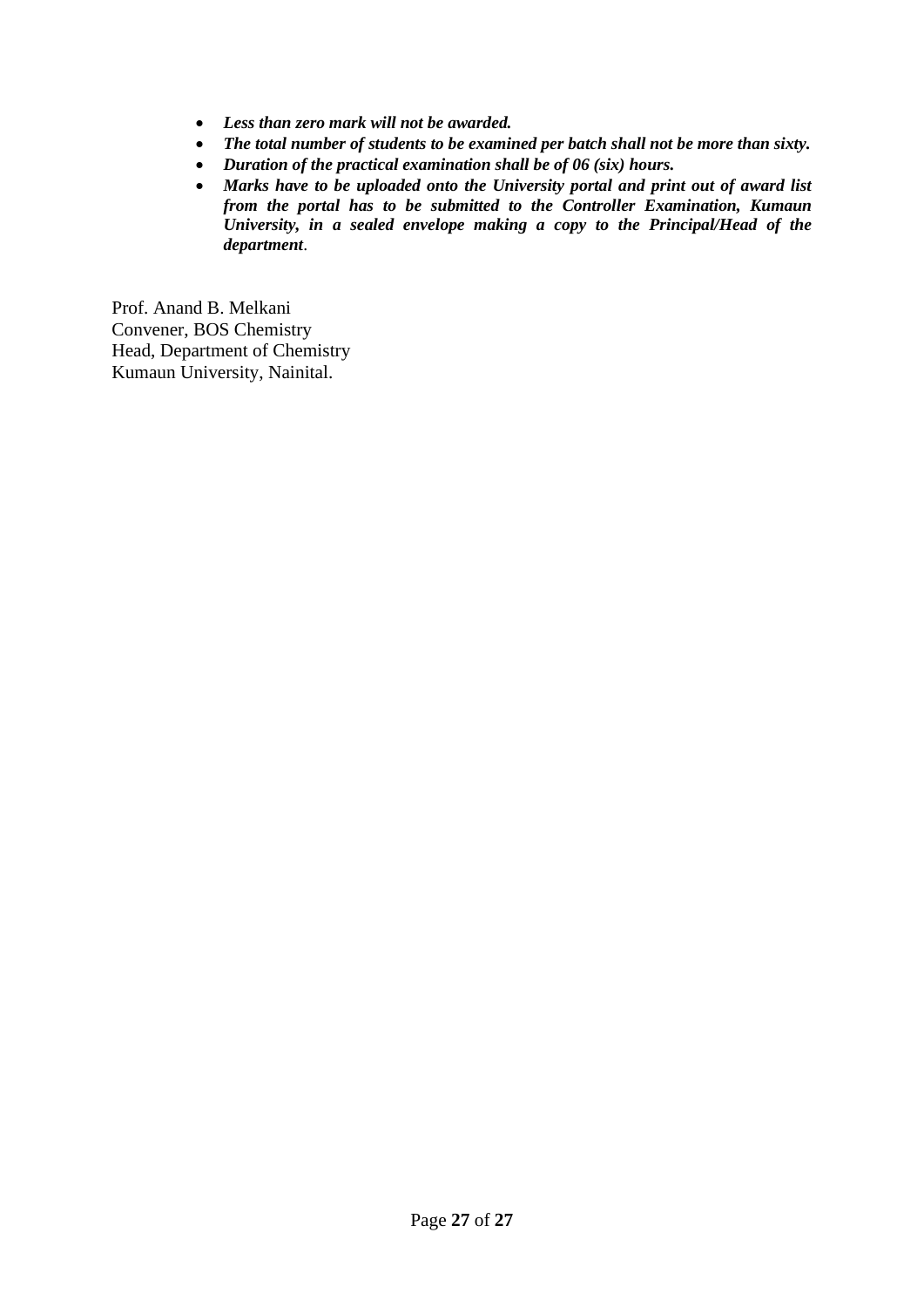- ***Less than zero mark will not be awarded.***
- ***The total number of students to be examined per batch shall not be more than sixty.***
- ***Duration of the practical examination shall be of 06 (six) hours.***
- ***Marks have to be uploaded onto the University portal and print out of award list from the portal has to be submitted to the Controller Examination, Kumaun University, in a sealed envelope making a copy to the Principal/Head of the department***.

Prof. Anand B. Melkani
Convener, BOS Chemistry
Head, Department of Chemistry
Kumaun University, Nainital.